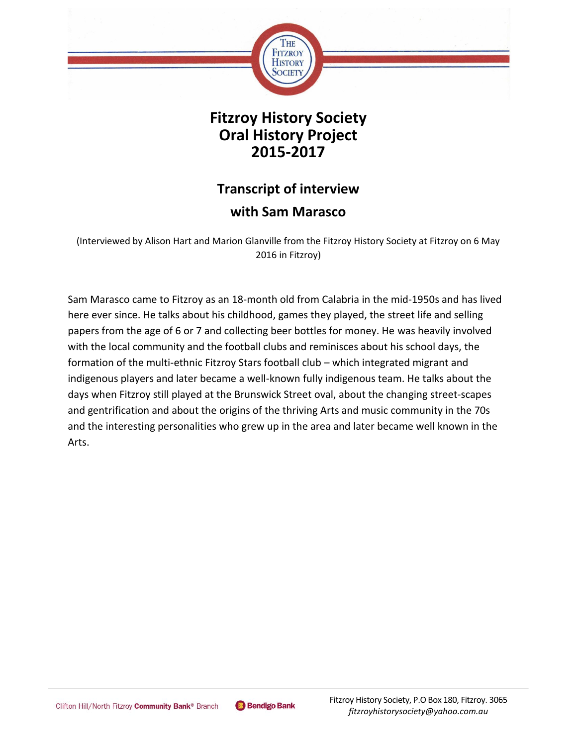# Fitzroy History Society Oral History Project 2015-2017

## Transcript of interview with Sam Marasco

(Interviewed by Alison Hart and Marion Glanville from the Fitzroy History Society at Fitzroy on 6 May 2016 in Fitzroy)

Sam Marasco came to Fitzroy as an 18-month old from Calabria in the mid-1950s and has lived here ever since. He talks about his childhood, games they played, the street life and selling papers from the age of 6 or 7 and collecting beer bottles for money. He was heavily involved with the local community and the football clubs and reminisces about his school days, the formation of the multi-ethnic Fitzroy Stars football club – which integrated migrant and indigenous players and later became a well-known fully indigenous team. He talks about the days when Fitzroy still played at the Brunswick Street oval, about the changing street-scapes and gentrification and about the origins of the thriving Arts and music community in the 70s and the interesting personalities who grew up in the area and later became well known in the Arts.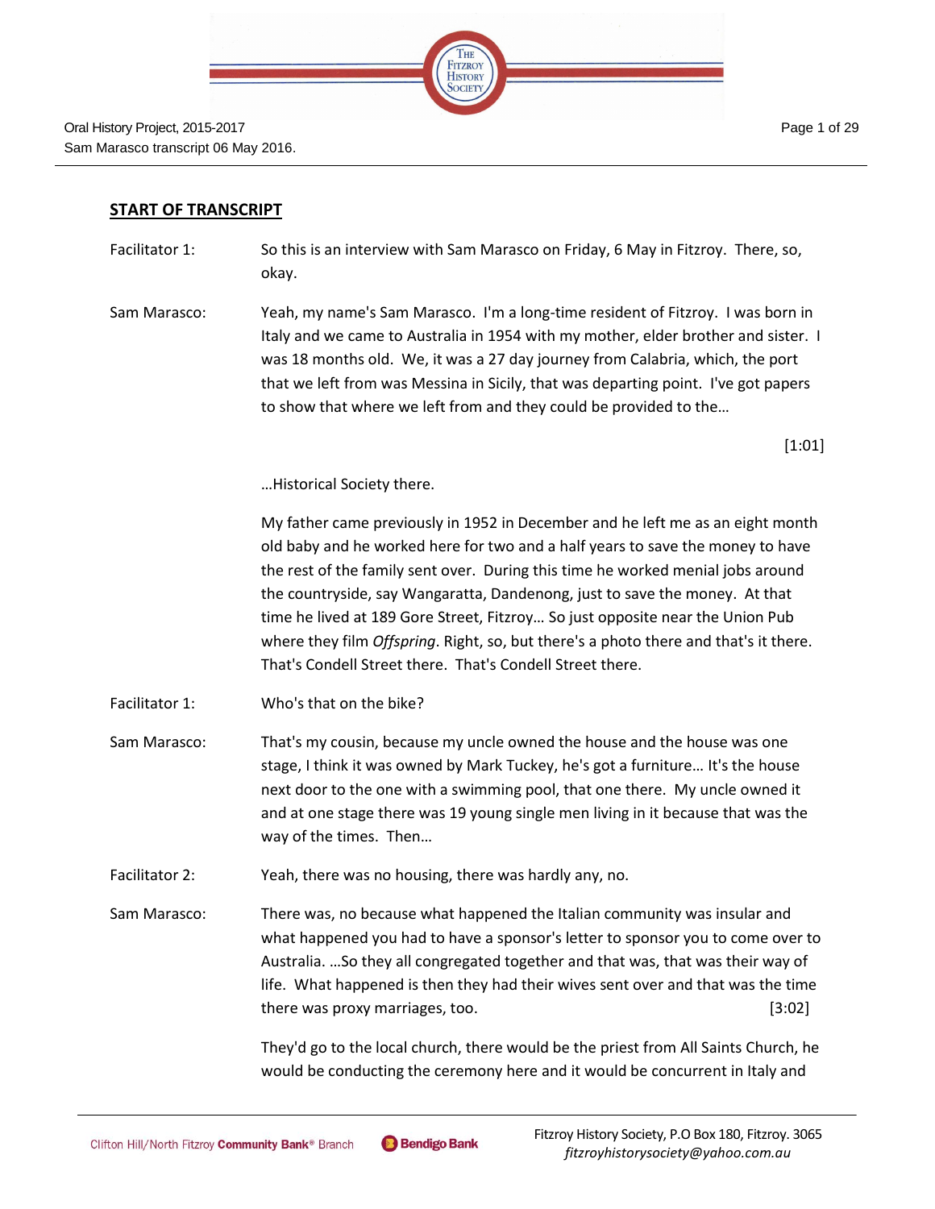## START OF TRANSCRIPT

Facilitator 1: So this is an interview with Sam Marasco on Friday, 6 May in Fitzroy. There, so, okay.

Sam Marasco: Yeah, my name's Sam Marasco. I'm a long-time resident of Fitzroy. I was born in Italy and we came to Australia in 1954 with my mother, elder brother and sister. I was 18 months old. We, it was a 27 day journey from Calabria, which, the port that we left from was Messina in Sicily, that was departing point. I've got papers to show that where we left from and they could be provided to the…

[1:01]

…Historical Society there.

My father came previously in 1952 in December and he left me as an eight month old baby and he worked here for two and a half years to save the money to have the rest of the family sent over. During this time he worked menial jobs around the countryside, say Wangaratta, Dandenong, just to save the money. At that time he lived at 189 Gore Street, Fitzroy… So just opposite near the Union Pub where they film *Offspring*. Right, so, but there's a photo there and that's it there. That's Condell Street there. That's Condell Street there.

Facilitator 1: Who's that on the bike?

Sam Marasco: That's my cousin, because my uncle owned the house and the house was one stage, I think it was owned by Mark Tuckey, he's got a furniture… It's the house next door to the one with a swimming pool, that one there. My uncle owned it and at one stage there was 19 young single men living in it because that was the way of the times. Then…

Facilitator 2: Yeah, there was no housing, there was hardly any, no.

Sam Marasco: There was, no because what happened the Italian community was insular and what happened you had to have a sponsor's letter to sponsor you to come over to Australia. …So they all congregated together and that was, that was their way of life. What happened is then they had their wives sent over and that was the time there was proxy marriages, too. [3:02]

They'd go to the local church, there would be the priest from All Saints Church, he would be conducting the ceremony here and it would be concurrent in Italy and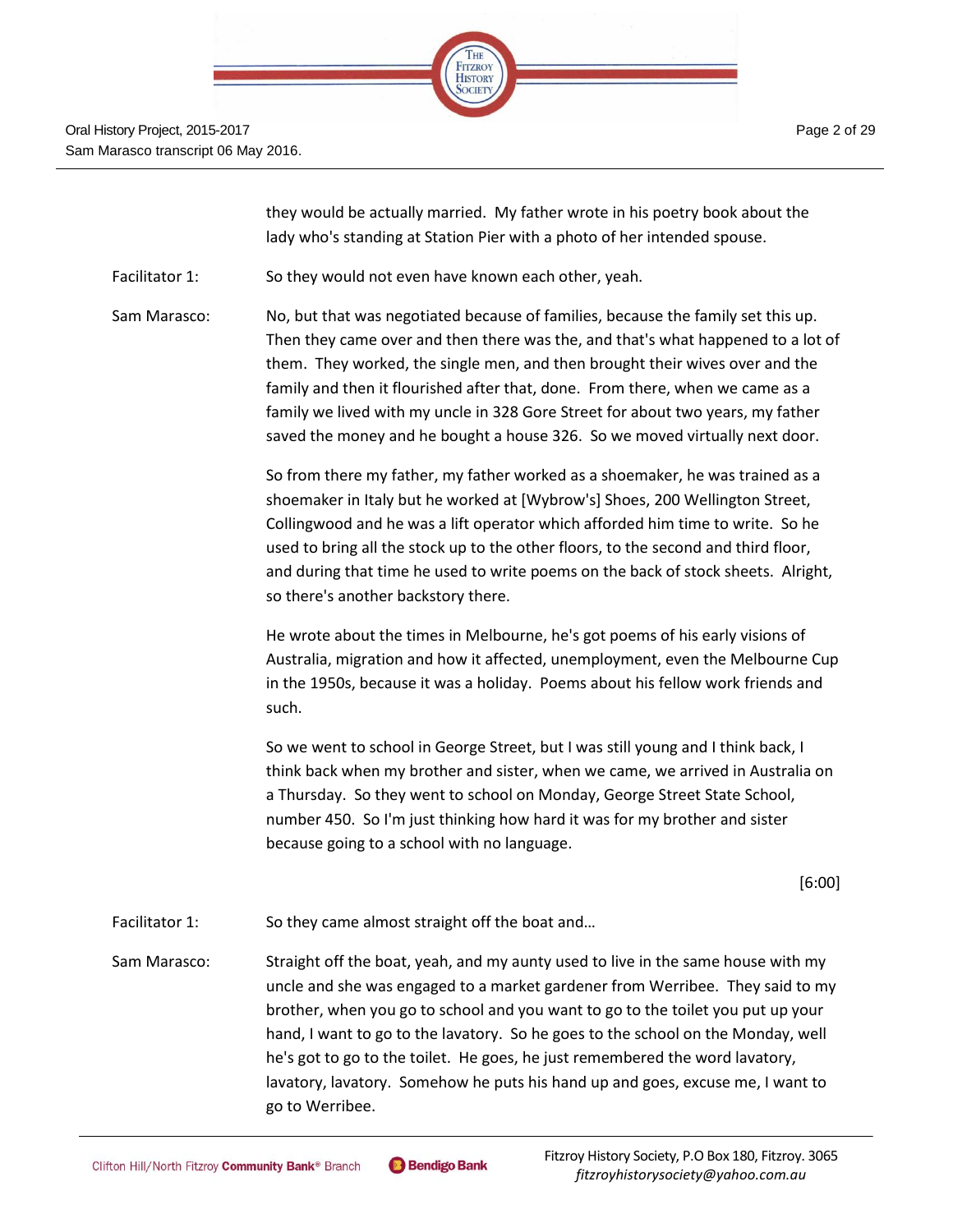they would be actually married. My father wrote in his poetry book about the lady who's standing at Station Pier with a photo of her intended spouse.

**Facilitator 1:** So they would not even have known each other, yeah.

**Sam Marasco:** No, but that was negotiated because of families, because the family set this up. Then they came over and then there was the, and that's what happened to a lot of them. They worked, the single men, and then brought their wives over and the family and then it flourished after that, done. From there, when we came as a family we lived with my uncle in 328 Gore Street for about two years, my father saved the money and he bought a house 326. So we moved virtually next door.

So from there my father, my father worked as a shoemaker, he was trained as a shoemaker in Italy but he worked at [Wybrow's] Shoes, 200 Wellington Street, Collingwood and he was a lift operator which afforded him time to write. So he used to bring all the stock up to the other floors, to the second and third floor, and during that time he used to write poems on the back of stock sheets. Alright, so there's another backstory there.

He wrote about the times in Melbourne, he's got poems of his early visions of Australia, migration and how it affected, unemployment, even the Melbourne Cup in the 1950s, because it was a holiday. Poems about his fellow work friends and such.

So we went to school in George Street, but I was still young and I think back, I think back when my brother and sister, when we came, we arrived in Australia on a Thursday. So they went to school on Monday, George Street State School, number 450. So I'm just thinking how hard it was for my brother and sister because going to a school with no language.

[6:00]

**Facilitator 1:** So they came almost straight off the boat and…

**Sam Marasco:** Straight off the boat, yeah, and my aunty used to live in the same house with my uncle and she was engaged to a market gardener from Werribee. They said to my brother, when you go to school and you want to go to the toilet you put up your hand, I want to go to the lavatory. So he goes to the school on the Monday, well he's got to go to the toilet. He goes, he just remembered the word lavatory, lavatory, lavatory. Somehow he puts his hand up and goes, excuse me, I want to go to Werribee.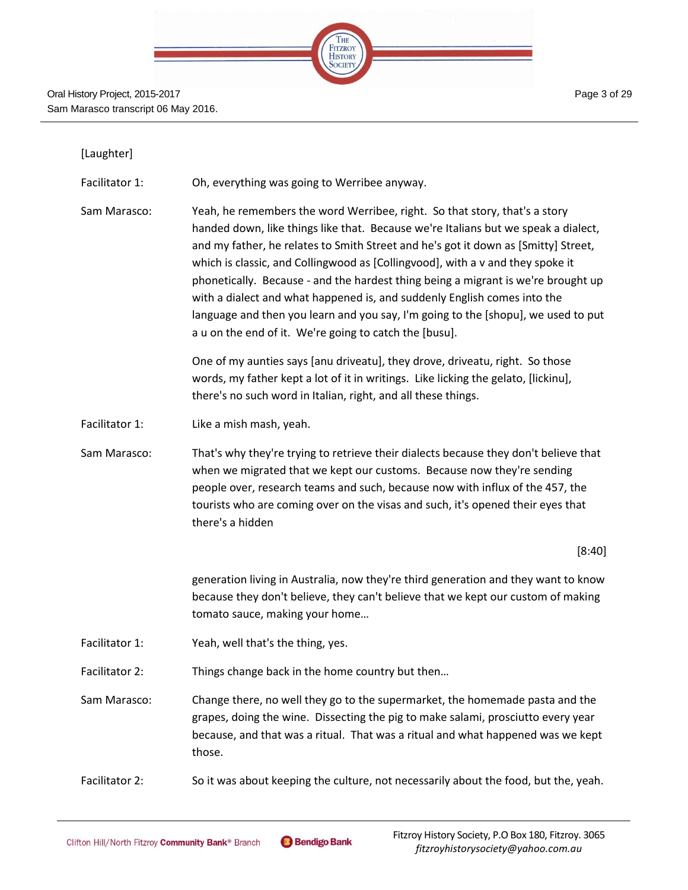[Laughter]

Facilitator 1: Oh, everything was going to Werribee anyway.

Sam Marasco: Yeah, he remembers the word Werribee, right. So that story, that's a story handed down, like things like that. Because we're Italians but we speak a dialect, and my father, he relates to Smith Street and he's got it down as [Smitty] Street, which is classic, and Collingwood as [Collingvood], with a v and they spoke it phonetically. Because - and the hardest thing being a migrant is we're brought up with a dialect and what happened is, and suddenly English comes into the language and then you learn and you say, I'm going to the [shopu], we used to put a u on the end of it. We're going to catch the [busu].

One of my aunties says [anu driveatu], they drove, driveatu, right. So those words, my father kept a lot of it in writings. Like licking the gelato, [lickinu], there's no such word in Italian, right, and all these things.

Facilitator 1: Like a mish mash, yeah.

Sam Marasco: That's why they're trying to retrieve their dialects because they don't believe that when we migrated that we kept our customs. Because now they're sending people over, research teams and such, because now with influx of the 457, the tourists who are coming over on the visas and such, it's opened their eyes that there's a hidden

[8:40]

generation living in Australia, now they're third generation and they want to know because they don't believe, they can't believe that we kept our custom of making tomato sauce, making your home…

Facilitator 1: Yeah, well that's the thing, yes.

Facilitator 2: Things change back in the home country but then…

Sam Marasco: Change there, no well they go to the supermarket, the homemade pasta and the grapes, doing the wine. Dissecting the pig to make salami, prosciutto every year because, and that was a ritual. That was a ritual and what happened was we kept those.

Facilitator 2: So it was about keeping the culture, not necessarily about the food, but the, yeah.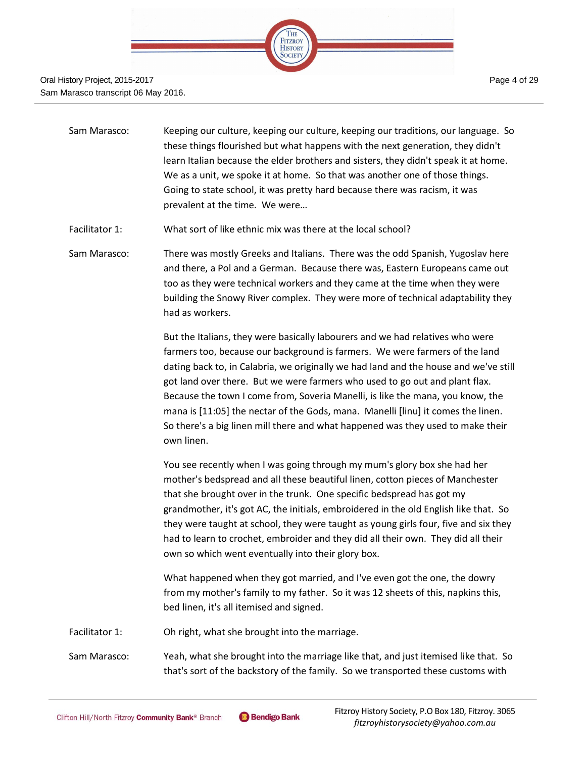Sam Marasco: Keeping our culture, keeping our culture, keeping our traditions, our language. So these things flourished but what happens with the next generation, they didn't learn Italian because the elder brothers and sisters, they didn't speak it at home. We as a unit, we spoke it at home. So that was another one of those things. Going to state school, it was pretty hard because there was racism, it was prevalent at the time. We were…

Facilitator 1: What sort of like ethnic mix was there at the local school?

Sam Marasco: There was mostly Greeks and Italians. There was the odd Spanish, Yugoslav here and there, a Pol and a German. Because there was, Eastern Europeans came out too as they were technical workers and they came at the time when they were building the Snowy River complex. They were more of technical adaptability they had as workers.

But the Italians, they were basically labourers and we had relatives who were farmers too, because our background is farmers. We were farmers of the land dating back to, in Calabria, we originally we had land and the house and we've still got land over there. But we were farmers who used to go out and plant flax. Because the town I come from, Soveria Manelli, is like the mana, you know, the mana is [11:05] the nectar of the Gods, mana. Manelli [linu] it comes the linen. So there's a big linen mill there and what happened was they used to make their own linen.

You see recently when I was going through my mum's glory box she had her mother's bedspread and all these beautiful linen, cotton pieces of Manchester that she brought over in the trunk. One specific bedspread has got my grandmother, it's got AC, the initials, embroidered in the old English like that. So they were taught at school, they were taught as young girls four, five and six they had to learn to crochet, embroider and they did all their own. They did all their own so which went eventually into their glory box.

What happened when they got married, and I've even got the one, the dowry from my mother's family to my father. So it was 12 sheets of this, napkins this, bed linen, it's all itemised and signed.

Facilitator 1: Oh right, what she brought into the marriage.

Sam Marasco: Yeah, what she brought into the marriage like that, and just itemised like that. So that's sort of the backstory of the family. So we transported these customs with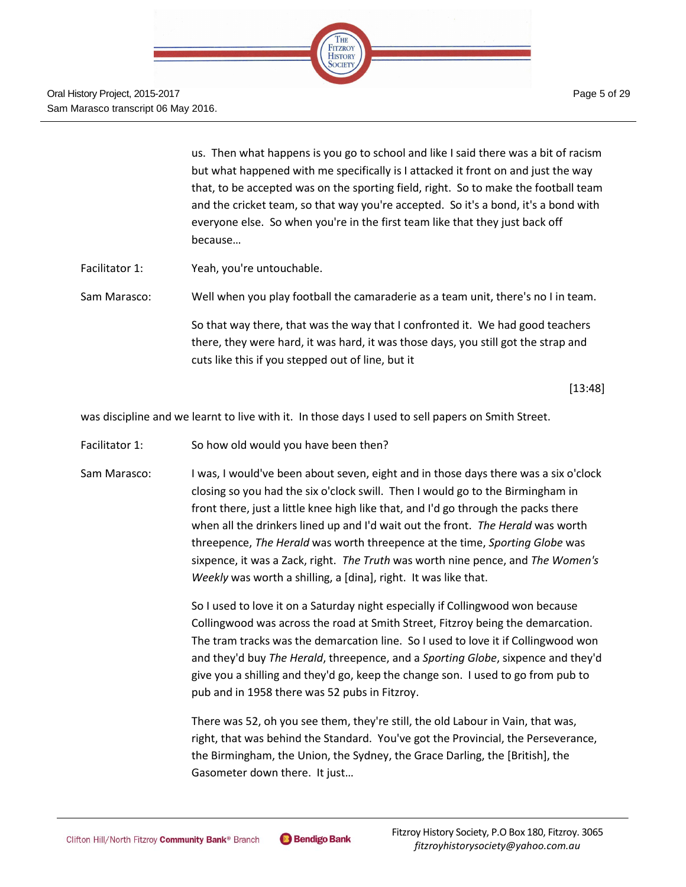us. Then what happens is you go to school and like I said there was a bit of racism but what happened with me specifically is I attacked it front on and just the way that, to be accepted was on the sporting field, right. So to make the football team and the cricket team, so that way you're accepted. So it's a bond, it's a bond with everyone else. So when you're in the first team like that they just back off because…

Facilitator 1: Yeah, you're untouchable.

Sam Marasco: Well when you play football the camaraderie as a team unit, there's no I in team.

So that way there, that was the way that I confronted it. We had good teachers there, they were hard, it was hard, it was those days, you still got the strap and cuts like this if you stepped out of line, but it

[13:48]

was discipline and we learnt to live with it. In those days I used to sell papers on Smith Street.

Facilitator 1: So how old would you have been then?

Sam Marasco: I was, I would've been about seven, eight and in those days there was a six o'clock closing so you had the six o'clock swill. Then I would go to the Birmingham in front there, just a little knee high like that, and I'd go through the packs there when all the drinkers lined up and I'd wait out the front. *The Herald* was worth threepence, *The Herald* was worth threepence at the time, *Sporting Globe* was sixpence, it was a Zack, right. *The Truth* was worth nine pence, and *The Women's Weekly* was worth a shilling, a [dina], right. It was like that.

So I used to love it on a Saturday night especially if Collingwood won because Collingwood was across the road at Smith Street, Fitzroy being the demarcation. The tram tracks was the demarcation line. So I used to love it if Collingwood won and they'd buy *The Herald*, threepence, and a *Sporting Globe*, sixpence and they'd give you a shilling and they'd go, keep the change son. I used to go from pub to pub and in 1958 there was 52 pubs in Fitzroy.

There was 52, oh you see them, they're still, the old Labour in Vain, that was, right, that was behind the Standard. You've got the Provincial, the Perseverance, the Birmingham, the Union, the Sydney, the Grace Darling, the [British], the Gasometer down there. It just…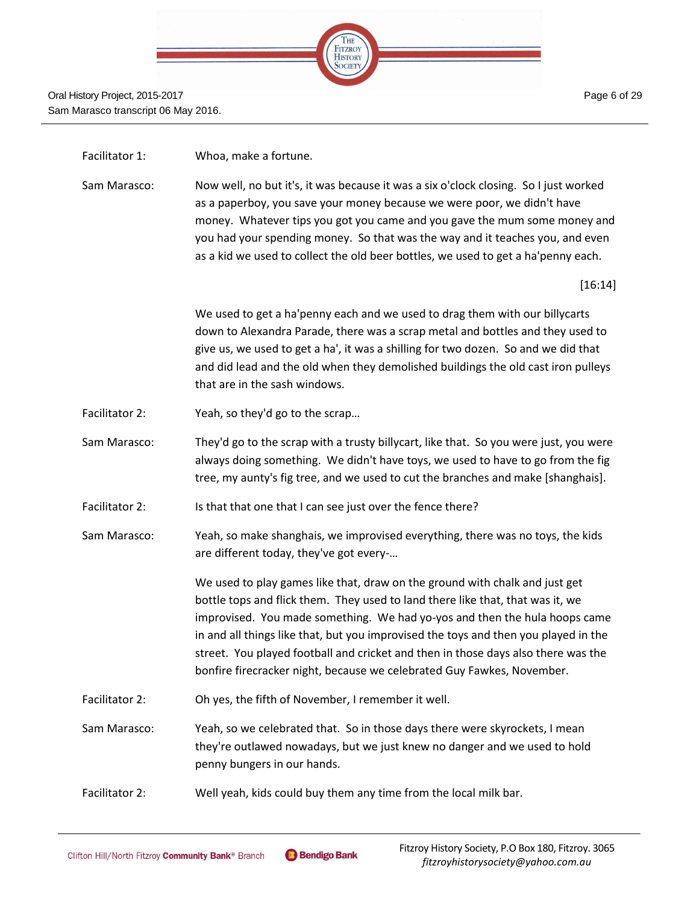Facilitator 1: Whoa, make a fortune.

Sam Marasco: Now well, no but it's, it was because it was a six o'clock closing. So I just worked as a paperboy, you save your money because we were poor, we didn't have money. Whatever tips you got you came and you gave the mum some money and you had your spending money. So that was the way and it teaches you, and even as a kid we used to collect the old beer bottles, we used to get a ha'penny each.

[16:14]

We used to get a ha'penny each and we used to drag them with our billycarts down to Alexandra Parade, there was a scrap metal and bottles and they used to give us, we used to get a ha', it was a shilling for two dozen. So and we did that and did lead and the old when they demolished buildings the old cast iron pulleys that are in the sash windows.

Facilitator 2: Yeah, so they'd go to the scrap…

Sam Marasco: They'd go to the scrap with a trusty billycart, like that. So you were just, you were always doing something. We didn't have toys, we used to have to go from the fig tree, my aunty's fig tree, and we used to cut the branches and make [shanghais].

Facilitator 2: Is that that one that I can see just over the fence there?

Sam Marasco: Yeah, so make shanghais, we improvised everything, there was no toys, the kids are different today, they've got every-…

We used to play games like that, draw on the ground with chalk and just get bottle tops and flick them. They used to land there like that, that was it, we improvised. You made something. We had yo-yos and then the hula hoops came in and all things like that, but you improvised the toys and then you played in the street. You played football and cricket and then in those days also there was the bonfire firecracker night, because we celebrated Guy Fawkes, November.

Facilitator 2: Oh yes, the fifth of November, I remember it well.

Sam Marasco: Yeah, so we celebrated that. So in those days there were skyrockets, I mean they're outlawed nowadays, but we just knew no danger and we used to hold penny bungers in our hands.

Facilitator 2: Well yeah, kids could buy them any time from the local milk bar.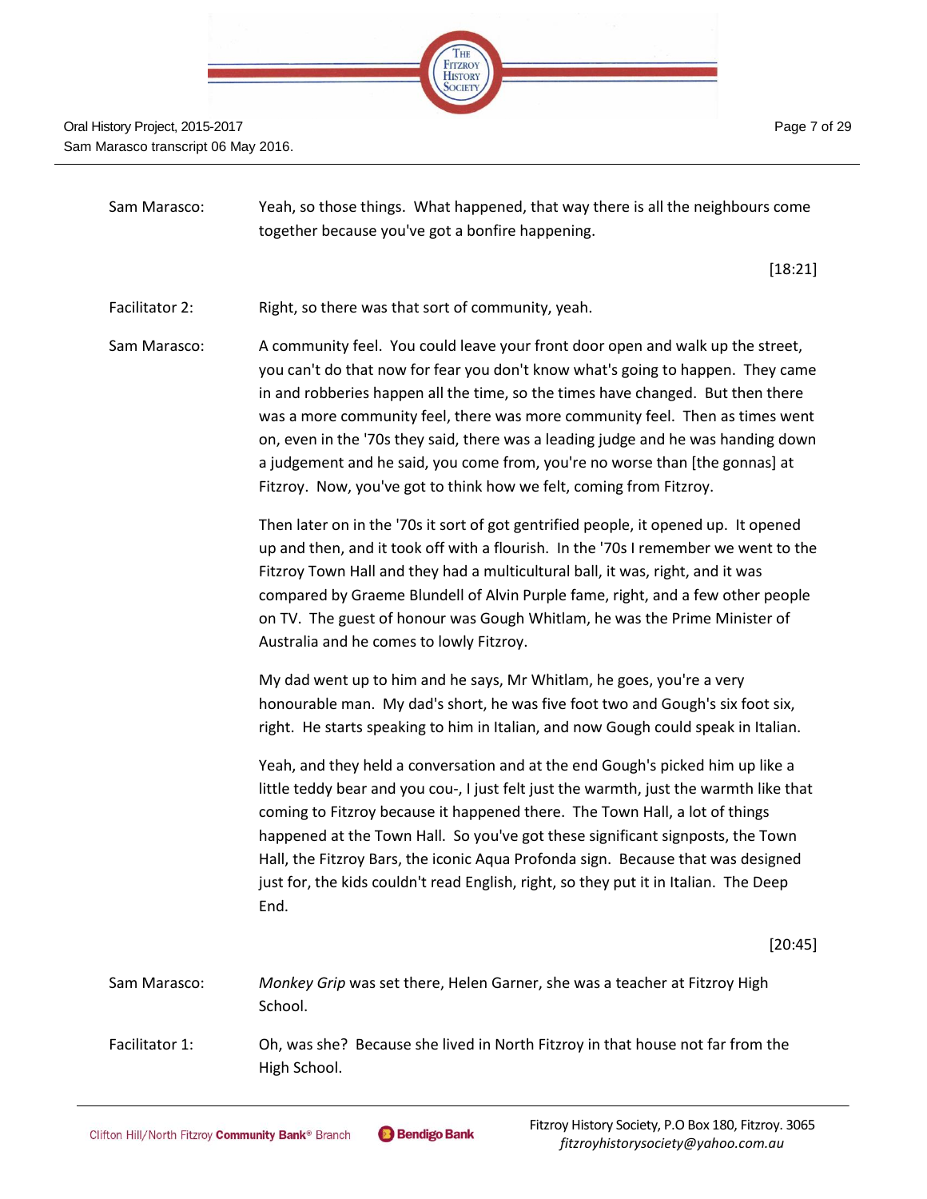Sam Marasco: Yeah, so those things. What happened, that way there is all the neighbours come together because you've got a bonfire happening.

[18:21]

Facilitator 2: Right, so there was that sort of community, yeah.

Sam Marasco: A community feel. You could leave your front door open and walk up the street, you can't do that now for fear you don't know what's going to happen. They came in and robberies happen all the time, so the times have changed. But then there was a more community feel, there was more community feel. Then as times went on, even in the '70s they said, there was a leading judge and he was handing down a judgement and he said, you come from, you're no worse than [the gonnas] at Fitzroy. Now, you've got to think how we felt, coming from Fitzroy.

Then later on in the '70s it sort of got gentrified people, it opened up. It opened up and then, and it took off with a flourish. In the '70s I remember we went to the Fitzroy Town Hall and they had a multicultural ball, it was, right, and it was compared by Graeme Blundell of Alvin Purple fame, right, and a few other people on TV. The guest of honour was Gough Whitlam, he was the Prime Minister of Australia and he comes to lowly Fitzroy.

My dad went up to him and he says, Mr Whitlam, he goes, you're a very honourable man. My dad's short, he was five foot two and Gough's six foot six, right. He starts speaking to him in Italian, and now Gough could speak in Italian.

Yeah, and they held a conversation and at the end Gough's picked him up like a little teddy bear and you cou-, I just felt just the warmth, just the warmth like that coming to Fitzroy because it happened there. The Town Hall, a lot of things happened at the Town Hall. So you've got these significant signposts, the Town Hall, the Fitzroy Bars, the iconic Aqua Profonda sign. Because that was designed just for, the kids couldn't read English, right, so they put it in Italian. The Deep End.

[20:45]

Sam Marasco: *Monkey Grip* was set there, Helen Garner, she was a teacher at Fitzroy High School.

Facilitator 1: Oh, was she? Because she lived in North Fitzroy in that house not far from the High School.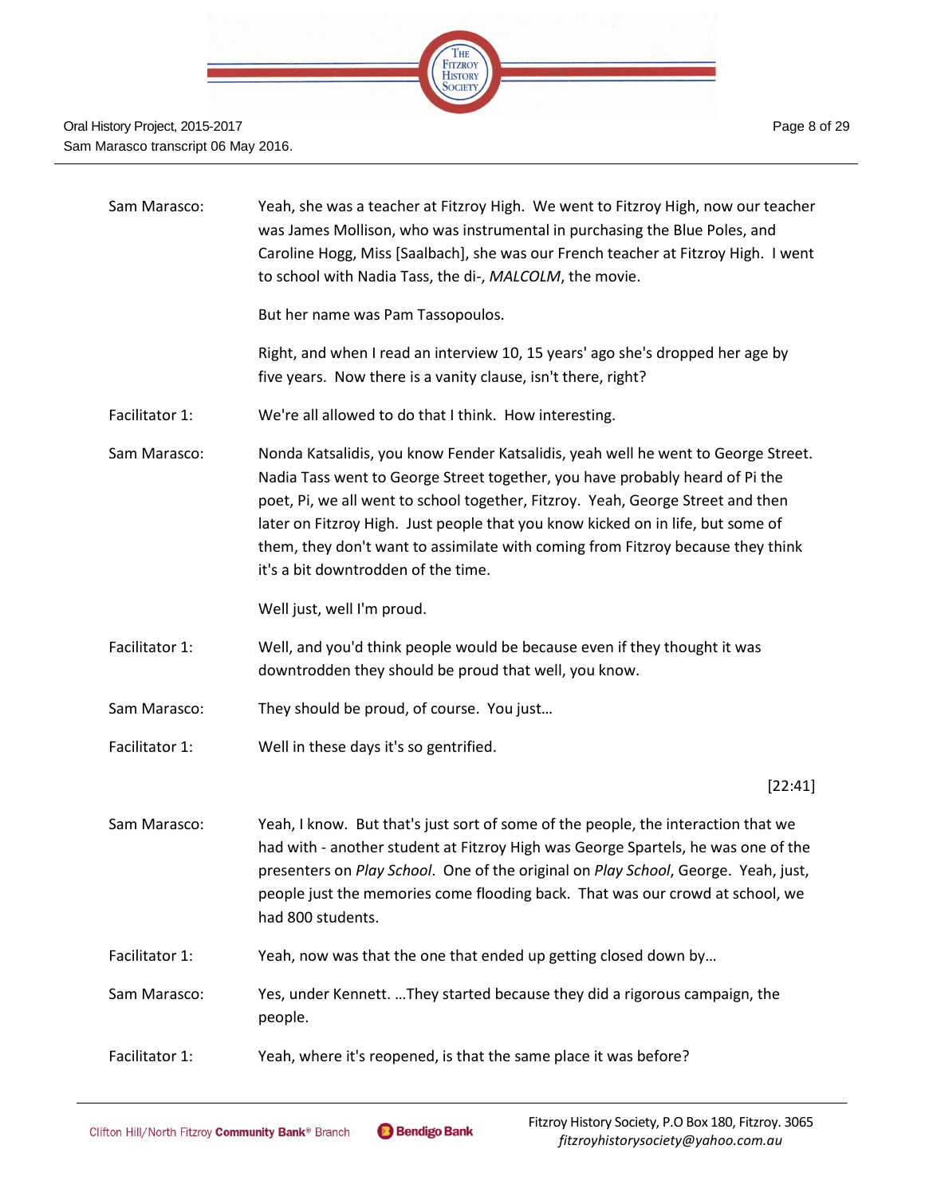Sam Marasco: Yeah, she was a teacher at Fitzroy High. We went to Fitzroy High, now our teacher was James Mollison, who was instrumental in purchasing the Blue Poles, and Caroline Hogg, Miss [Saalbach], she was our French teacher at Fitzroy High. I went to school with Nadia Tass, the di-, *MALCOLM*, the movie.

But her name was Pam Tassopoulos.

Right, and when I read an interview 10, 15 years' ago she's dropped her age by five years. Now there is a vanity clause, isn't there, right?

Facilitator 1: We're all allowed to do that I think. How interesting.

Sam Marasco: Nonda Katsalidis, you know Fender Katsalidis, yeah well he went to George Street. Nadia Tass went to George Street together, you have probably heard of Pi the poet, Pi, we all went to school together, Fitzroy. Yeah, George Street and then later on Fitzroy High. Just people that you know kicked on in life, but some of them, they don't want to assimilate with coming from Fitzroy because they think it's a bit downtrodden of the time.

Well just, well I'm proud.

Facilitator 1: Well, and you'd think people would be because even if they thought it was downtrodden they should be proud that well, you know.

Sam Marasco: They should be proud, of course. You just…

Facilitator 1: Well in these days it's so gentrified.

[22:41]

Sam Marasco: Yeah, I know. But that's just sort of some of the people, the interaction that we had with - another student at Fitzroy High was George Spartels, he was one of the presenters on *Play School*. One of the original on *Play School*, George. Yeah, just, people just the memories come flooding back. That was our crowd at school, we had 800 students.

Facilitator 1: Yeah, now was that the one that ended up getting closed down by…

Sam Marasco: Yes, under Kennett. …They started because they did a rigorous campaign, the people.

Facilitator 1: Yeah, where it's reopened, is that the same place it was before?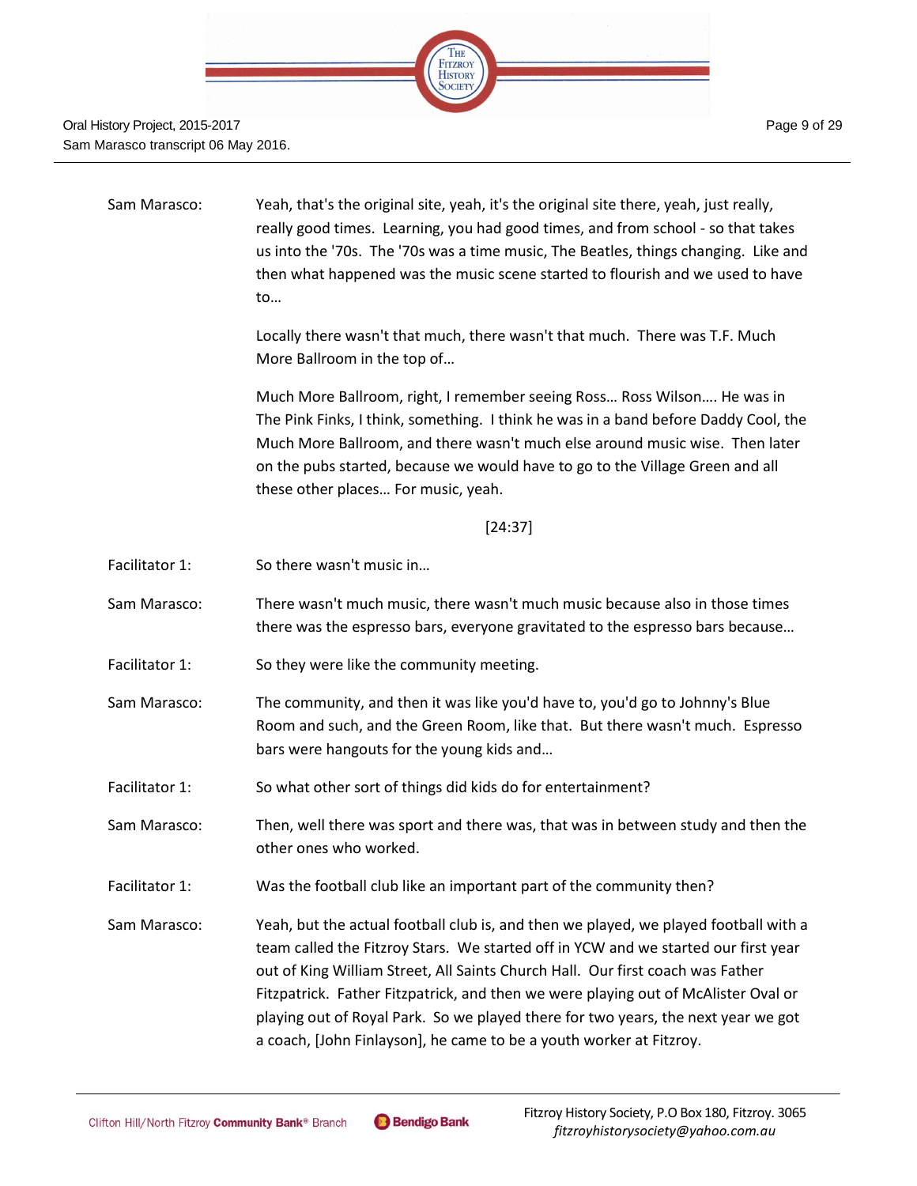Sam Marasco: Yeah, that's the original site, yeah, it's the original site there, yeah, just really, really good times. Learning, you had good times, and from school - so that takes us into the '70s. The '70s was a time music, The Beatles, things changing. Like and then what happened was the music scene started to flourish and we used to have to…

Locally there wasn't that much, there wasn't that much. There was T.F. Much More Ballroom in the top of…

Much More Ballroom, right, I remember seeing Ross… Ross Wilson…. He was in The Pink Finks, I think, something. I think he was in a band before Daddy Cool, the Much More Ballroom, and there wasn't much else around music wise. Then later on the pubs started, because we would have to go to the Village Green and all these other places… For music, yeah.

[24:37]

Facilitator 1: So there wasn't music in…

Sam Marasco: There wasn't much music, there wasn't much music because also in those times there was the espresso bars, everyone gravitated to the espresso bars because…

Facilitator 1: So they were like the community meeting.

Sam Marasco: The community, and then it was like you'd have to, you'd go to Johnny's Blue Room and such, and the Green Room, like that. But there wasn't much. Espresso bars were hangouts for the young kids and…

Facilitator 1: So what other sort of things did kids do for entertainment?

Sam Marasco: Then, well there was sport and there was, that was in between study and then the other ones who worked.

Facilitator 1: Was the football club like an important part of the community then?

Sam Marasco: Yeah, but the actual football club is, and then we played, we played football with a team called the Fitzroy Stars. We started off in YCW and we started our first year out of King William Street, All Saints Church Hall. Our first coach was Father Fitzpatrick. Father Fitzpatrick, and then we were playing out of McAlister Oval or playing out of Royal Park. So we played there for two years, the next year we got a coach, [John Finlayson], he came to be a youth worker at Fitzroy.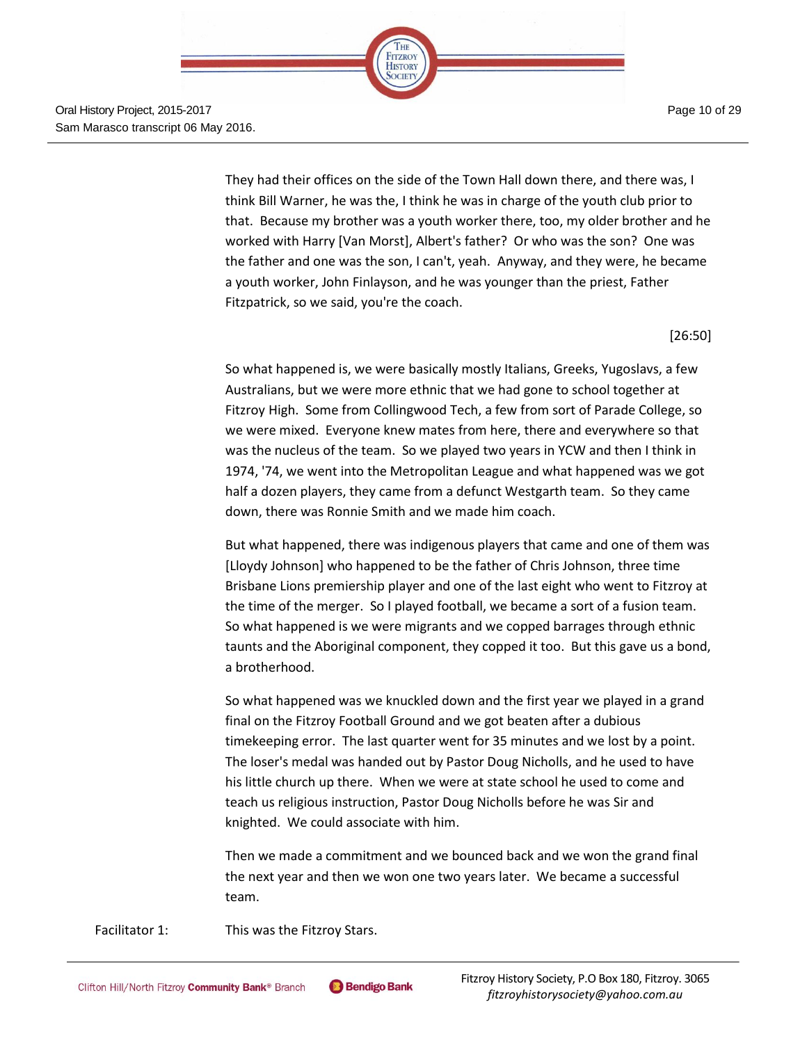They had their offices on the side of the Town Hall down there, and there was, I think Bill Warner, he was the, I think he was in charge of the youth club prior to that. Because my brother was a youth worker there, too, my older brother and he worked with Harry [Van Morst], Albert's father? Or who was the son? One was the father and one was the son, I can't, yeah. Anyway, and they were, he became a youth worker, John Finlayson, and he was younger than the priest, Father Fitzpatrick, so we said, you're the coach.

[26:50]

So what happened is, we were basically mostly Italians, Greeks, Yugoslavs, a few Australians, but we were more ethnic that we had gone to school together at Fitzroy High. Some from Collingwood Tech, a few from sort of Parade College, so we were mixed. Everyone knew mates from here, there and everywhere so that was the nucleus of the team. So we played two years in YCW and then I think in 1974, '74, we went into the Metropolitan League and what happened was we got half a dozen players, they came from a defunct Westgarth team. So they came down, there was Ronnie Smith and we made him coach.

But what happened, there was indigenous players that came and one of them was [Lloydy Johnson] who happened to be the father of Chris Johnson, three time Brisbane Lions premiership player and one of the last eight who went to Fitzroy at the time of the merger. So I played football, we became a sort of a fusion team. So what happened is we migrants and we copped barrages through ethnic taunts and the Aboriginal component, they copped it too. But this gave us a bond, a brotherhood.

So what happened was we knuckled down and the first year we played in a grand final on the Fitzroy Football Ground and we got beaten after a dubious timekeeping error. The last quarter went for 35 minutes and we lost by a point. The loser's medal was handed out by Pastor Doug Nicholls, and he used to have his little church up there. When we were at state school he used to come and teach us religious instruction, Pastor Doug Nicholls before he was Sir and knighted. We could associate with him.

Then we made a commitment and we bounced back and we won the grand final the next year and then we won one two years later. We became a successful team.

Facilitator 1: This was the Fitzroy Stars.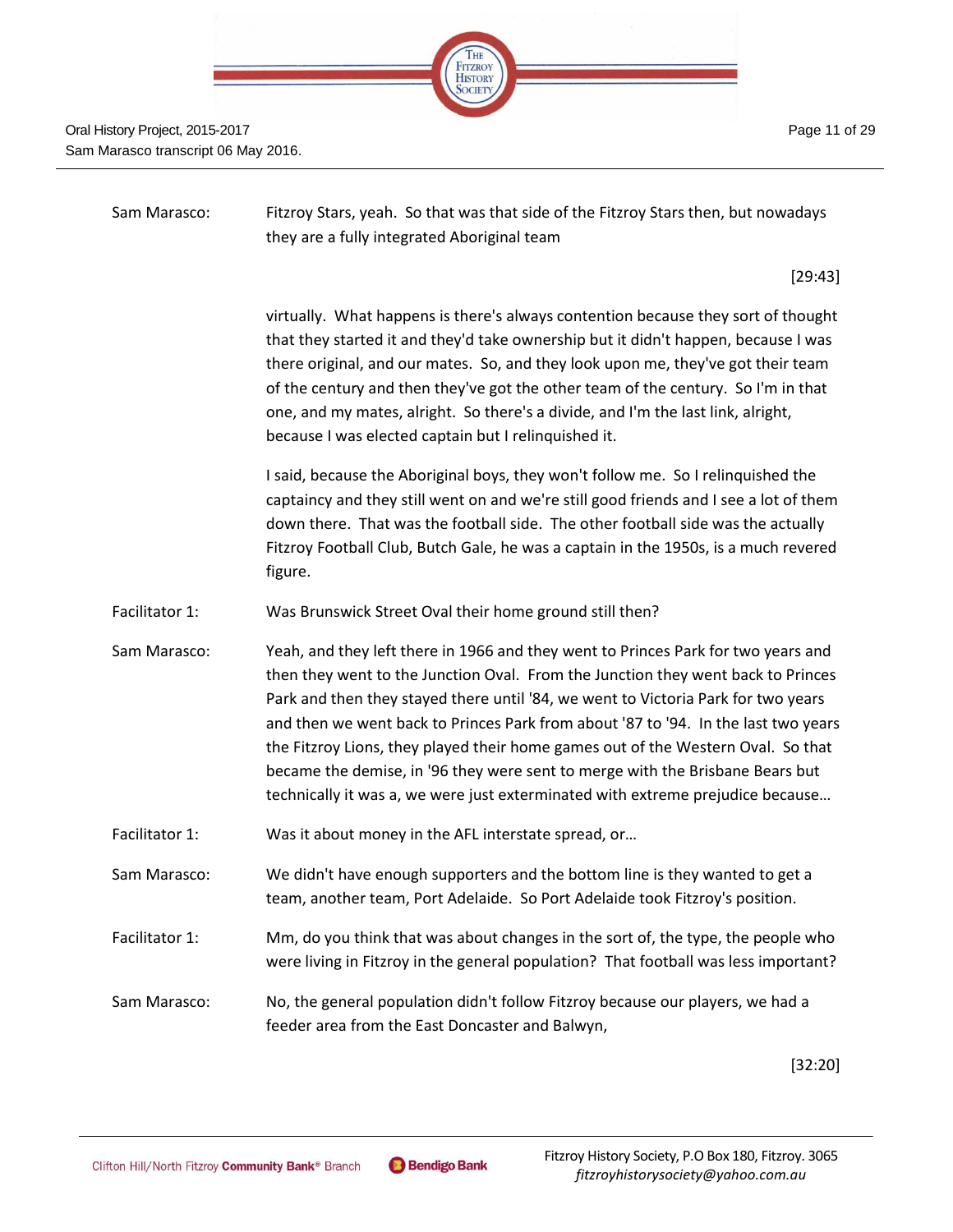Sam Marasco: Fitzroy Stars, yeah. So that was that side of the Fitzroy Stars then, but nowadays they are a fully integrated Aboriginal team

[29:43]

virtually. What happens is there's always contention because they sort of thought that they started it and they'd take ownership but it didn't happen, because I was there original, and our mates. So, and they look upon me, they've got their team of the century and then they've got the other team of the century. So I'm in that one, and my mates, alright. So there's a divide, and I'm the last link, alright, because I was elected captain but I relinquished it.

I said, because the Aboriginal boys, they won't follow me. So I relinquished the captaincy and they still went on and we're still good friends and I see a lot of them down there. That was the football side. The other football side was the actually Fitzroy Football Club, Butch Gale, he was a captain in the 1950s, is a much revered figure.

Facilitator 1: Was Brunswick Street Oval their home ground still then?

Sam Marasco: Yeah, and they left there in 1966 and they went to Princes Park for two years and then they went to the Junction Oval. From the Junction they went back to Princes Park and then they stayed there until '84, we went to Victoria Park for two years and then we went back to Princes Park from about '87 to '94. In the last two years the Fitzroy Lions, they played their home games out of the Western Oval. So that became the demise, in '96 they were sent to merge with the Brisbane Bears but technically it was a, we were just exterminated with extreme prejudice because…

Facilitator 1: Was it about money in the AFL interstate spread, or…

Sam Marasco: We didn't have enough supporters and the bottom line is they wanted to get a team, another team, Port Adelaide. So Port Adelaide took Fitzroy's position.

Facilitator 1: Mm, do you think that was about changes in the sort of, the type, the people who were living in Fitzroy in the general population? That football was less important?

Sam Marasco: No, the general population didn't follow Fitzroy because our players, we had a feeder area from the East Doncaster and Balwyn,

[32:20]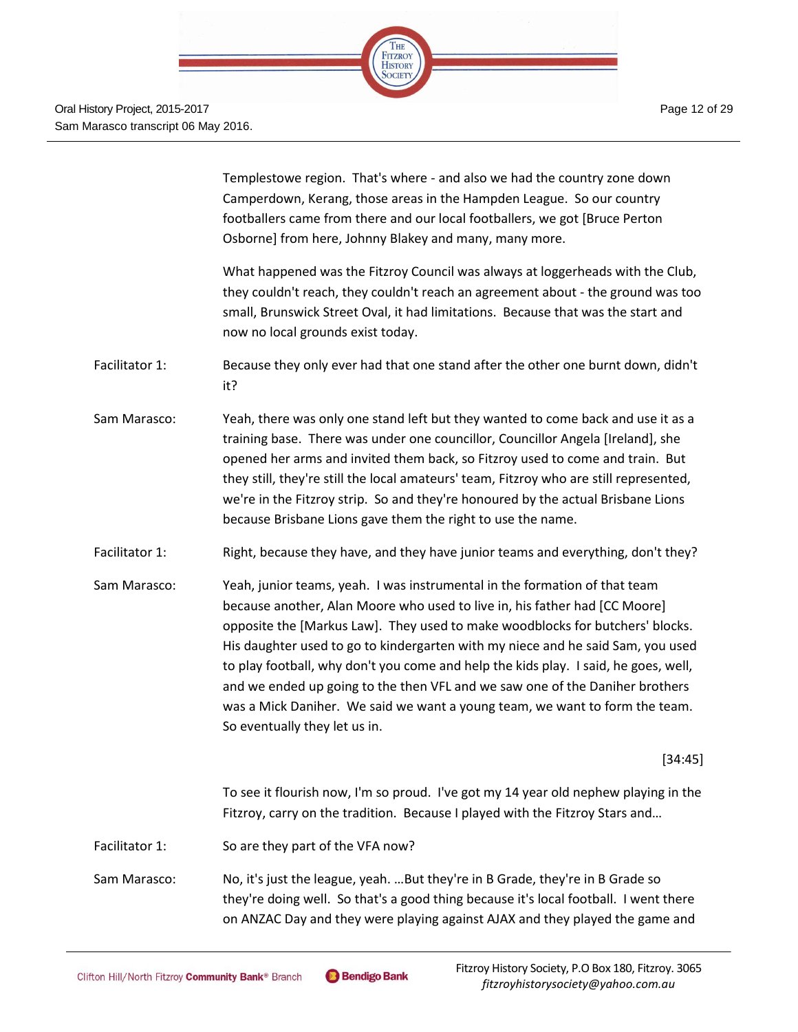Templestowe region. That's where - and also we had the country zone down Camperdown, Kerang, those areas in the Hampden League. So our country footballers came from there and our local footballers, we got [Bruce Perton Osborne] from here, Johnny Blakey and many, many more.

What happened was the Fitzroy Council was always at loggerheads with the Club, they couldn't reach, they couldn't reach an agreement about - the ground was too small, Brunswick Street Oval, it had limitations. Because that was the start and now no local grounds exist today.

Facilitator 1: Because they only ever had that one stand after the other one burnt down, didn't it?

Sam Marasco: Yeah, there was only one stand left but they wanted to come back and use it as a training base. There was under one councillor, Councillor Angela [Ireland], she opened her arms and invited them back, so Fitzroy used to come and train. But they still, they're still the local amateurs' team, Fitzroy who are still represented, we're in the Fitzroy strip. So and they're honoured by the actual Brisbane Lions because Brisbane Lions gave them the right to use the name.

Facilitator 1: Right, because they have, and they have junior teams and everything, don't they?

Sam Marasco: Yeah, junior teams, yeah. I was instrumental in the formation of that team because another, Alan Moore who used to live in, his father had [CC Moore] opposite the [Markus Law]. They used to make woodblocks for butchers' blocks. His daughter used to go to kindergarten with my niece and he said Sam, you used to play football, why don't you come and help the kids play. I said, he goes, well, and we ended up going to the then VFL and we saw one of the Daniher brothers was a Mick Daniher. We said we want a young team, we want to form the team. So eventually they let us in.

[34:45]

To see it flourish now, I'm so proud. I've got my 14 year old nephew playing in the Fitzroy, carry on the tradition. Because I played with the Fitzroy Stars and…

Facilitator 1: So are they part of the VFA now?

Sam Marasco: No, it's just the league, yeah. …But they're in B Grade, they're in B Grade so they're doing well. So that's a good thing because it's local football. I went there on ANZAC Day and they were playing against AJAX and they played the game and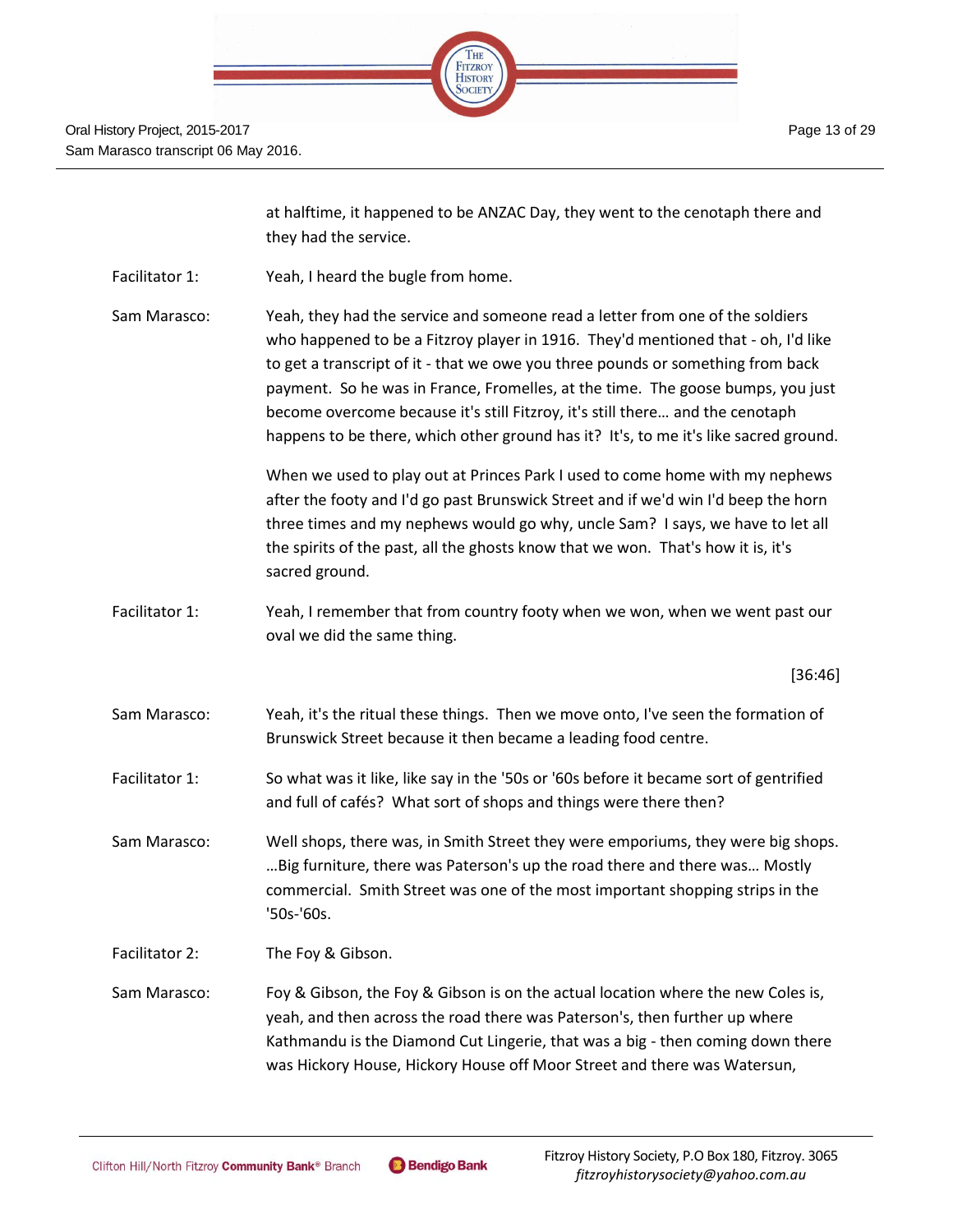at halftime, it happened to be ANZAC Day, they went to the cenotaph there and they had the service.

Facilitator 1: Yeah, I heard the bugle from home.

Sam Marasco: Yeah, they had the service and someone read a letter from one of the soldiers who happened to be a Fitzroy player in 1916. They'd mentioned that - oh, I'd like to get a transcript of it - that we owe you three pounds or something from back payment. So he was in France, Fromelles, at the time. The goose bumps, you just become overcome because it's still Fitzroy, it's still there… and the cenotaph happens to be there, which other ground has it? It's, to me it's like sacred ground.

When we used to play out at Princes Park I used to come home with my nephews after the footy and I'd go past Brunswick Street and if we'd win I'd beep the horn three times and my nephews would go why, uncle Sam? I says, we have to let all the spirits of the past, all the ghosts know that we won. That's how it is, it's sacred ground.

Facilitator 1: Yeah, I remember that from country footy when we won, when we went past our oval we did the same thing.

[36:46]

Sam Marasco: Yeah, it's the ritual these things. Then we move onto, I've seen the formation of Brunswick Street because it then became a leading food centre.

Facilitator 1: So what was it like, like say in the '50s or '60s before it became sort of gentrified and full of cafés? What sort of shops and things were there then?

Sam Marasco: Well shops, there was, in Smith Street they were emporiums, they were big shops. …Big furniture, there was Paterson's up the road there and there was… Mostly commercial. Smith Street was one of the most important shopping strips in the '50s-'60s.

Facilitator 2: The Foy & Gibson.

Sam Marasco: Foy & Gibson, the Foy & Gibson is on the actual location where the new Coles is, yeah, and then across the road there was Paterson's, then further up where Kathmandu is the Diamond Cut Lingerie, that was a big - then coming down there was Hickory House, Hickory House off Moor Street and there was Watersun,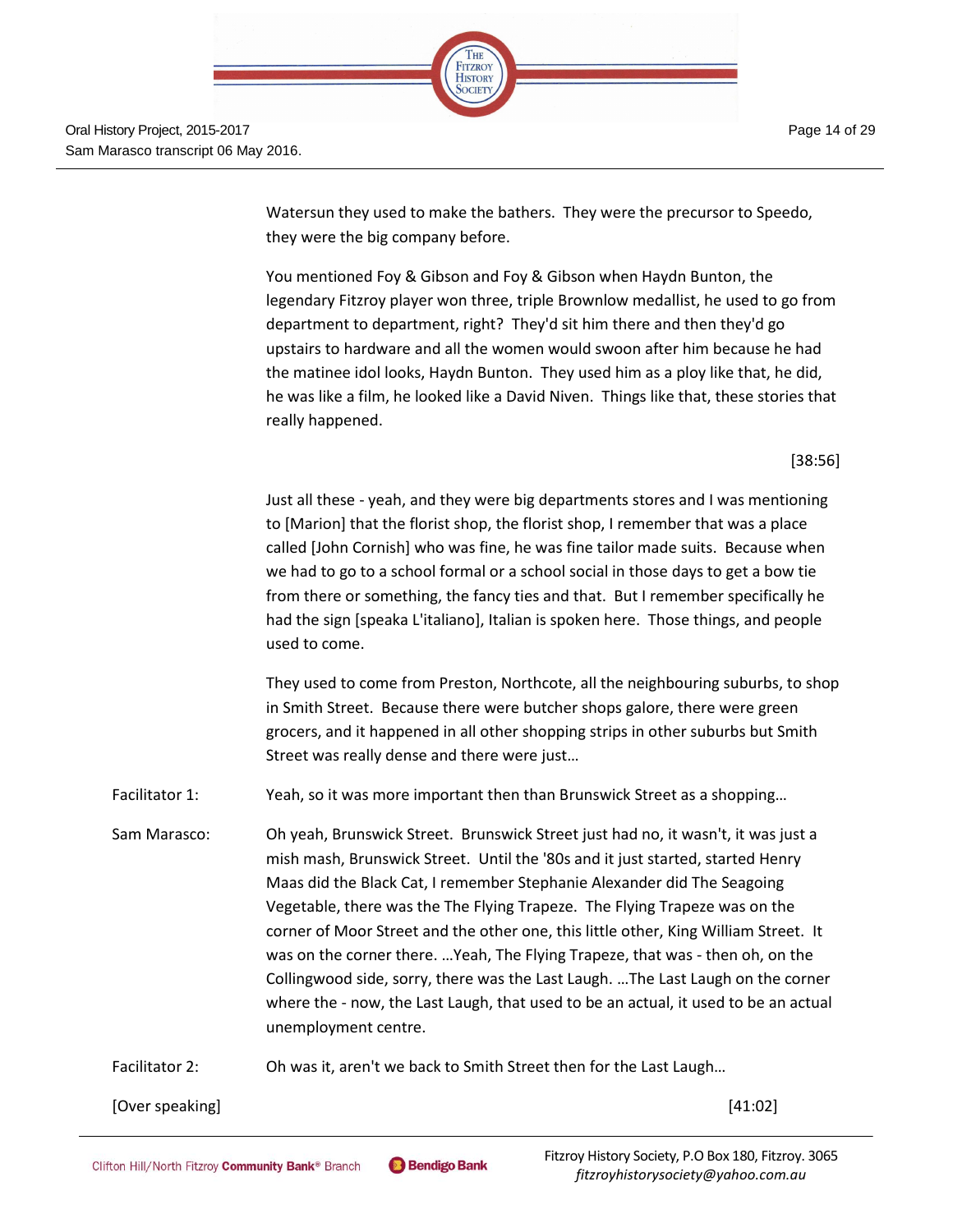Watersun they used to make the bathers. They were the precursor to Speedo, they were the big company before.

You mentioned Foy & Gibson and Foy & Gibson when Haydn Bunton, the legendary Fitzroy player won three, triple Brownlow medallist, he used to go from department to department, right? They'd sit him there and then they'd go upstairs to hardware and all the women would swoon after him because he had the matinee idol looks, Haydn Bunton. They used him as a ploy like that, he did, he was like a film, he looked like a David Niven. Things like that, these stories that really happened.

[38:56]

Just all these - yeah, and they were big departments stores and I was mentioning to [Marion] that the florist shop, the florist shop, I remember that was a place called [John Cornish] who was fine, he was fine tailor made suits. Because when we had to go to a school formal or a school social in those days to get a bow tie from there or something, the fancy ties and that. But I remember specifically he had the sign [speaka L'italiano], Italian is spoken here. Those things, and people used to come.

They used to come from Preston, Northcote, all the neighbouring suburbs, to shop in Smith Street. Because there were butcher shops galore, there were green grocers, and it happened in all other shopping strips in other suburbs but Smith Street was really dense and there were just…

Facilitator 1: Yeah, so it was more important then than Brunswick Street as a shopping…

Sam Marasco: Oh yeah, Brunswick Street. Brunswick Street just had no, it wasn't, it was just a mish mash, Brunswick Street. Until the '80s and it just started, started Henry Maas did the Black Cat, I remember Stephanie Alexander did The Seagoing Vegetable, there was the The Flying Trapeze. The Flying Trapeze was on the corner of Moor Street and the other one, this little other, King William Street. It was on the corner there. …Yeah, The Flying Trapeze, that was - then oh, on the Collingwood side, sorry, there was the Last Laugh. …The Last Laugh on the corner where the - now, the Last Laugh, that used to be an actual, it used to be an actual unemployment centre.

Facilitator 2: Oh was it, aren't we back to Smith Street then for the Last Laugh…

[Over speaking] [41:02]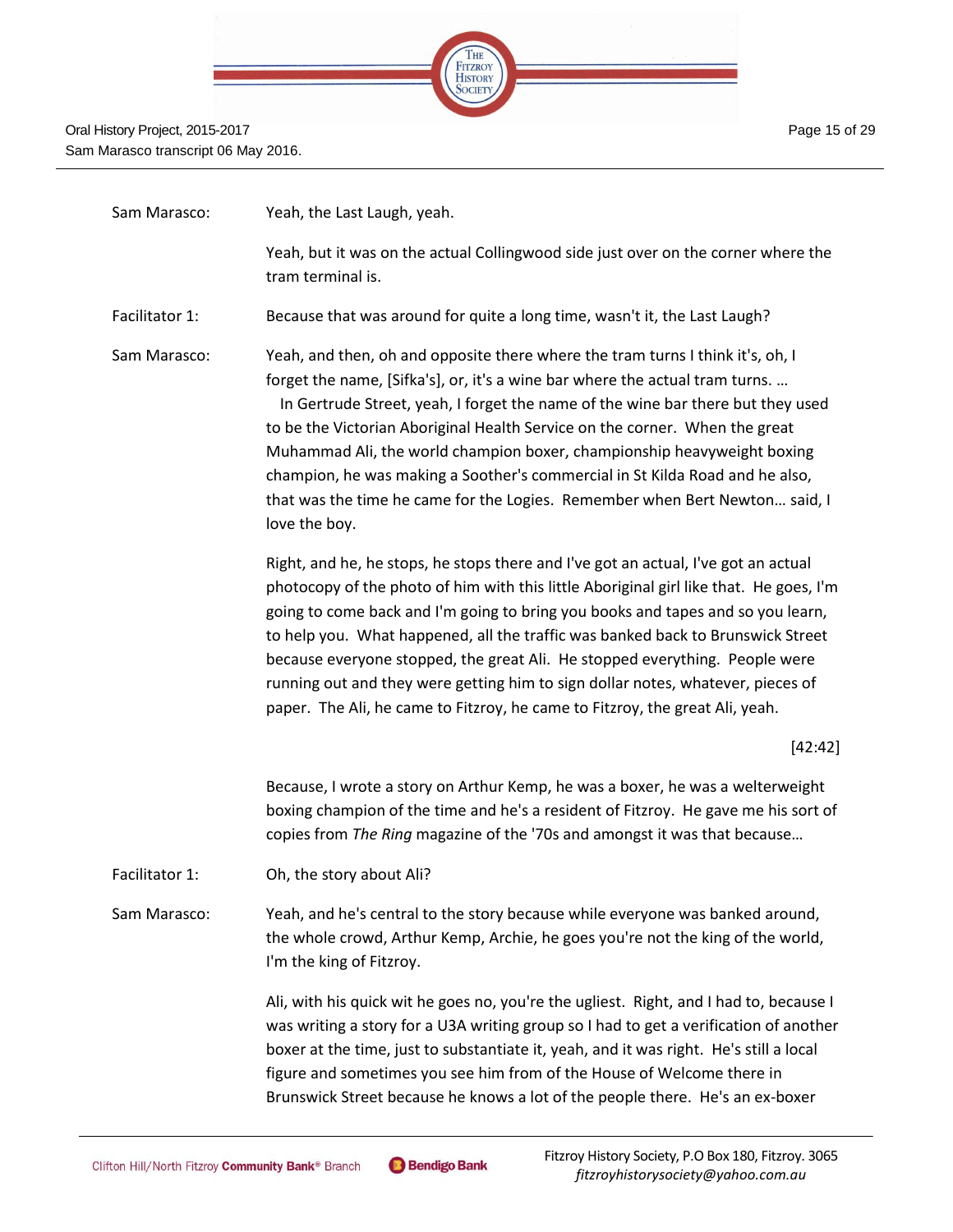| | |
|---|---|
| Sam Marasco: | Yeah, the Last Laugh, yeah. |
| | Yeah, but it was on the actual Collingwood side just over on the corner where the tram terminal is. |
| Facilitator 1: | Because that was around for quite a long time, wasn't it, the Last Laugh? |
| Sam Marasco: | Yeah, and then, oh and opposite there where the tram turns I think it's, oh, I forget the name, [Sifka's], or, it's a wine bar where the actual tram turns. … In Gertrude Street, yeah, I forget the name of the wine bar there but they used to be the Victorian Aboriginal Health Service on the corner. When the great Muhammad Ali, the world champion boxer, championship heavyweight boxing champion, he was making a Soother's commercial in St Kilda Road and he also, that was the time he came for the Logies. Remember when Bert Newton… said, I love the boy. |
| | Right, and he, he stops, he stops there and I've got an actual, I've got an actual photocopy of the photo of him with this little Aboriginal girl like that. He goes, I'm going to come back and I'm going to bring you books and tapes and so you learn, to help you. What happened, all the traffic was banked back to Brunswick Street because everyone stopped, the great Ali. He stopped everything. People were running out and they were getting him to sign dollar notes, whatever, pieces of paper. The Ali, he came to Fitzroy, he came to Fitzroy, the great Ali, yeah. |
| | [42:42] |
| | Because, I wrote a story on Arthur Kemp, he was a boxer, he was a welterweight boxing champion of the time and he's a resident of Fitzroy. He gave me his sort of copies from *The Ring* magazine of the '70s and amongst it was that because… |
| Facilitator 1: | Oh, the story about Ali? |
| Sam Marasco: | Yeah, and he's central to the story because while everyone was banked around, the whole crowd, Arthur Kemp, Archie, he goes you're not the king of the world, I'm the king of Fitzroy. |
| | Ali, with his quick wit he goes no, you're the ugliest. Right, and I had to, because I was writing a story for a U3A writing group so I had to get a verification of another boxer at the time, just to substantiate it, yeah, and it was right. He's still a local figure and sometimes you see him from of the House of Welcome there in Brunswick Street because he knows a lot of the people there. He's an ex-boxer |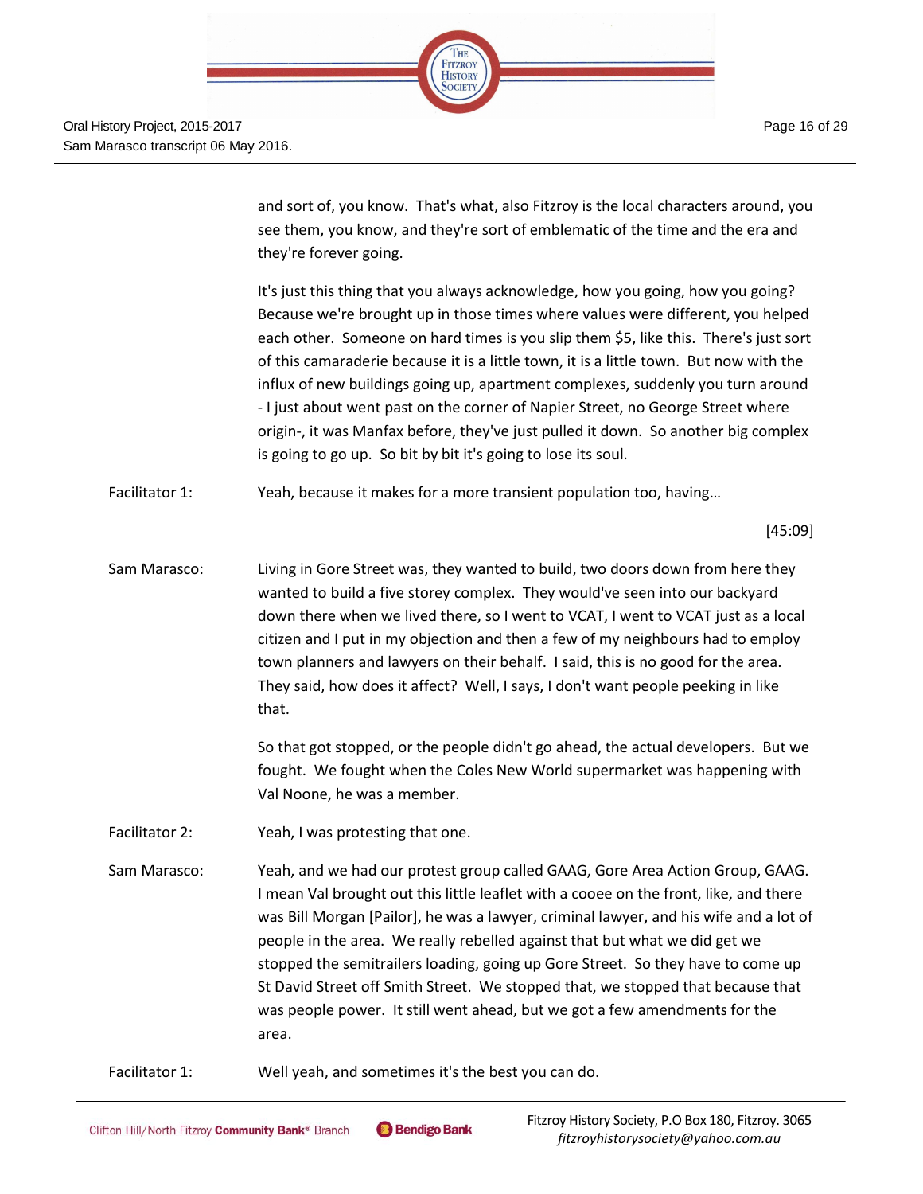and sort of, you know. That's what, also Fitzroy is the local characters around, you see them, you know, and they're sort of emblematic of the time and the era and they're forever going.

It's just this thing that you always acknowledge, how you going, how you going? Because we're brought up in those times where values were different, you helped each other. Someone on hard times is you slip them $5, like this. There's just sort of this camaraderie because it is a little town, it is a little town. But now with the influx of new buildings going up, apartment complexes, suddenly you turn around - I just about went past on the corner of Napier Street, no George Street where origin-, it was Manfax before, they've just pulled it down. So another big complex is going to go up. So bit by bit it's going to lose its soul.

Facilitator 1: Yeah, because it makes for a more transient population too, having…

[45:09]

Sam Marasco: Living in Gore Street was, they wanted to build, two doors down from here they wanted to build a five storey complex. They would've seen into our backyard down there when we lived there, so I went to VCAT, I went to VCAT just as a local citizen and I put in my objection and then a few of my neighbours had to employ town planners and lawyers on their behalf. I said, this is no good for the area. They said, how does it affect? Well, I says, I don't want people peeking in like that.

So that got stopped, or the people didn't go ahead, the actual developers. But we fought. We fought when the Coles New World supermarket was happening with Val Noone, he was a member.

Facilitator 2: Yeah, I was protesting that one.

Sam Marasco: Yeah, and we had our protest group called GAAG, Gore Area Action Group, GAAG. I mean Val brought out this little leaflet with a cooee on the front, like, and there was Bill Morgan [Pailor], he was a lawyer, criminal lawyer, and his wife and a lot of people in the area. We really rebelled against that but what we did get we stopped the semitrailers loading, going up Gore Street. So they have to come up St David Street off Smith Street. We stopped that, we stopped that because that was people power. It still went ahead, but we got a few amendments for the area.

Facilitator 1: Well yeah, and sometimes it's the best you can do.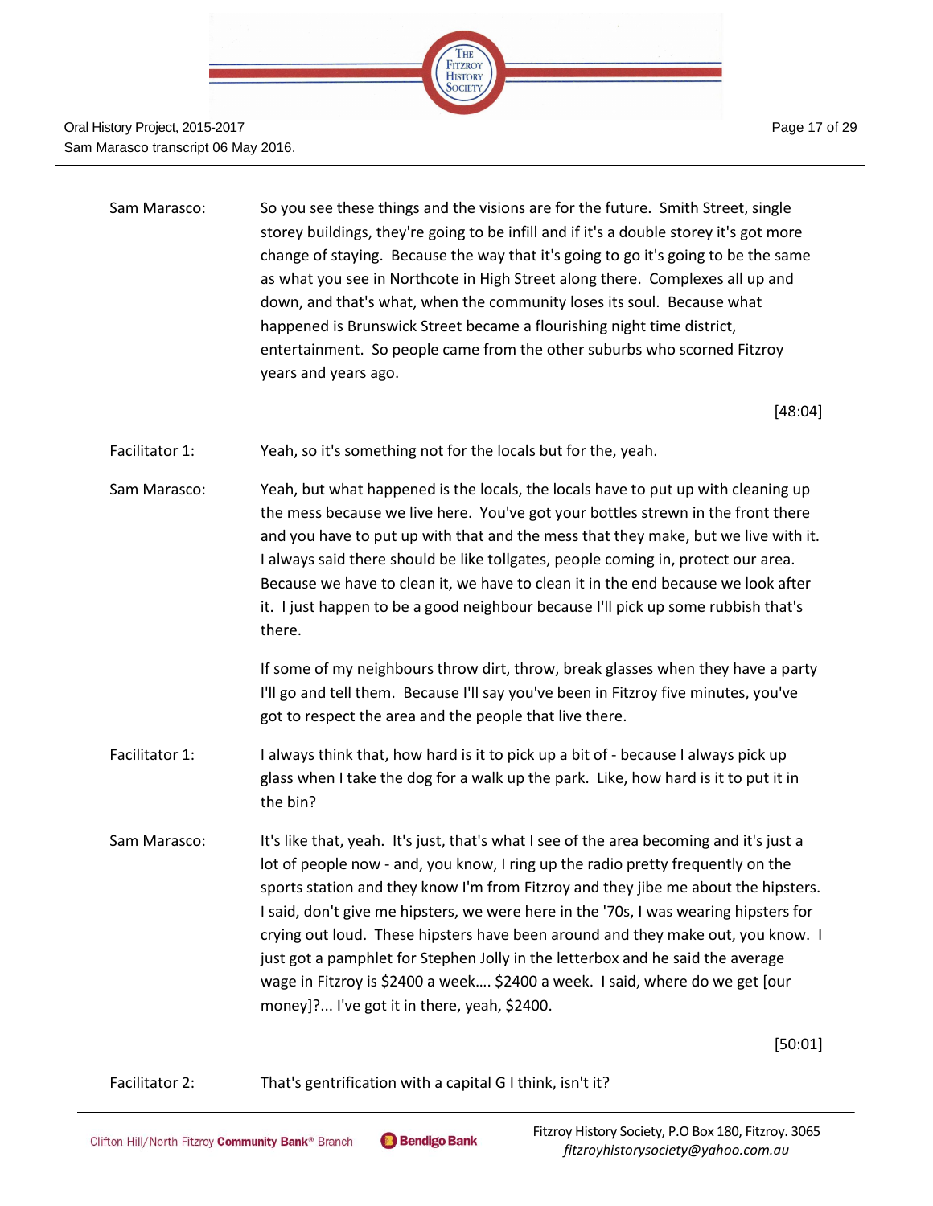Sam Marasco: So you see these things and the visions are for the future. Smith Street, single storey buildings, they're going to be infill and if it's a double storey it's got more change of staying. Because the way that it's going to go it's going to be the same as what you see in Northcote in High Street along there. Complexes all up and down, and that's what, when the community loses its soul. Because what happened is Brunswick Street became a flourishing night time district, entertainment. So people came from the other suburbs who scorned Fitzroy years and years ago.

[48:04]

Facilitator 1: Yeah, so it's something not for the locals but for the, yeah.

Sam Marasco: Yeah, but what happened is the locals, the locals have to put up with cleaning up the mess because we live here. You've got your bottles strewn in the front there and you have to put up with that and the mess that they make, but we live with it. I always said there should be like tollgates, people coming in, protect our area. Because we have to clean it, we have to clean it in the end because we look after it. I just happen to be a good neighbour because I'll pick up some rubbish that's there.

If some of my neighbours throw dirt, throw, break glasses when they have a party I'll go and tell them. Because I'll say you've been in Fitzroy five minutes, you've got to respect the area and the people that live there.

Facilitator 1: I always think that, how hard is it to pick up a bit of - because I always pick up glass when I take the dog for a walk up the park. Like, how hard is it to put it in the bin?

Sam Marasco: It's like that, yeah. It's just, that's what I see of the area becoming and it's just a lot of people now - and, you know, I ring up the radio pretty frequently on the sports station and they know I'm from Fitzroy and they jibe me about the hipsters. I said, don't give me hipsters, we were here in the '70s, I was wearing hipsters for crying out loud. These hipsters have been around and they make out, you know. I just got a pamphlet for Stephen Jolly in the letterbox and he said the average wage in Fitzroy is $2400 a week…. $2400 a week. I said, where do we get [our money]?... I've got it in there, yeah, $2400.

[50:01]

Facilitator 2: That's gentrification with a capital G I think, isn't it?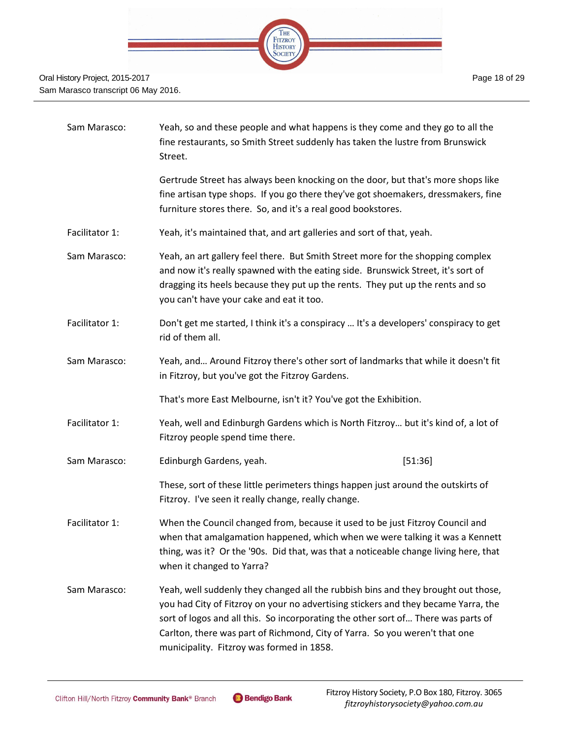Sam Marasco: Yeah, so and these people and what happens is they come and they go to all the fine restaurants, so Smith Street suddenly has taken the lustre from Brunswick Street.

Gertrude Street has always been knocking on the door, but that's more shops like fine artisan type shops. If you go there they've got shoemakers, dressmakers, fine furniture stores there. So, and it's a real good bookstores.

Facilitator 1: Yeah, it's maintained that, and art galleries and sort of that, yeah.

Sam Marasco: Yeah, an art gallery feel there. But Smith Street more for the shopping complex and now it's really spawned with the eating side. Brunswick Street, it's sort of dragging its heels because they put up the rents. They put up the rents and so you can't have your cake and eat it too.

Facilitator 1: Don't get me started, I think it's a conspiracy … It's a developers' conspiracy to get rid of them all.

Sam Marasco: Yeah, and… Around Fitzroy there's other sort of landmarks that while it doesn't fit in Fitzroy, but you've got the Fitzroy Gardens.

That's more East Melbourne, isn't it? You've got the Exhibition.

Facilitator 1: Yeah, well and Edinburgh Gardens which is North Fitzroy… but it's kind of, a lot of Fitzroy people spend time there.

Sam Marasco: Edinburgh Gardens, yeah. [51:36]

These, sort of these little perimeters things happen just around the outskirts of Fitzroy. I've seen it really change, really change.

Facilitator 1: When the Council changed from, because it used to be just Fitzroy Council and when that amalgamation happened, which when we were talking it was a Kennett thing, was it? Or the '90s. Did that, was that a noticeable change living here, that when it changed to Yarra?

Sam Marasco: Yeah, well suddenly they changed all the rubbish bins and they brought out those, you had City of Fitzroy on your no advertising stickers and they became Yarra, the sort of logos and all this. So incorporating the other sort of… There was parts of Carlton, there was part of Richmond, City of Yarra. So you weren't that one municipality. Fitzroy was formed in 1858.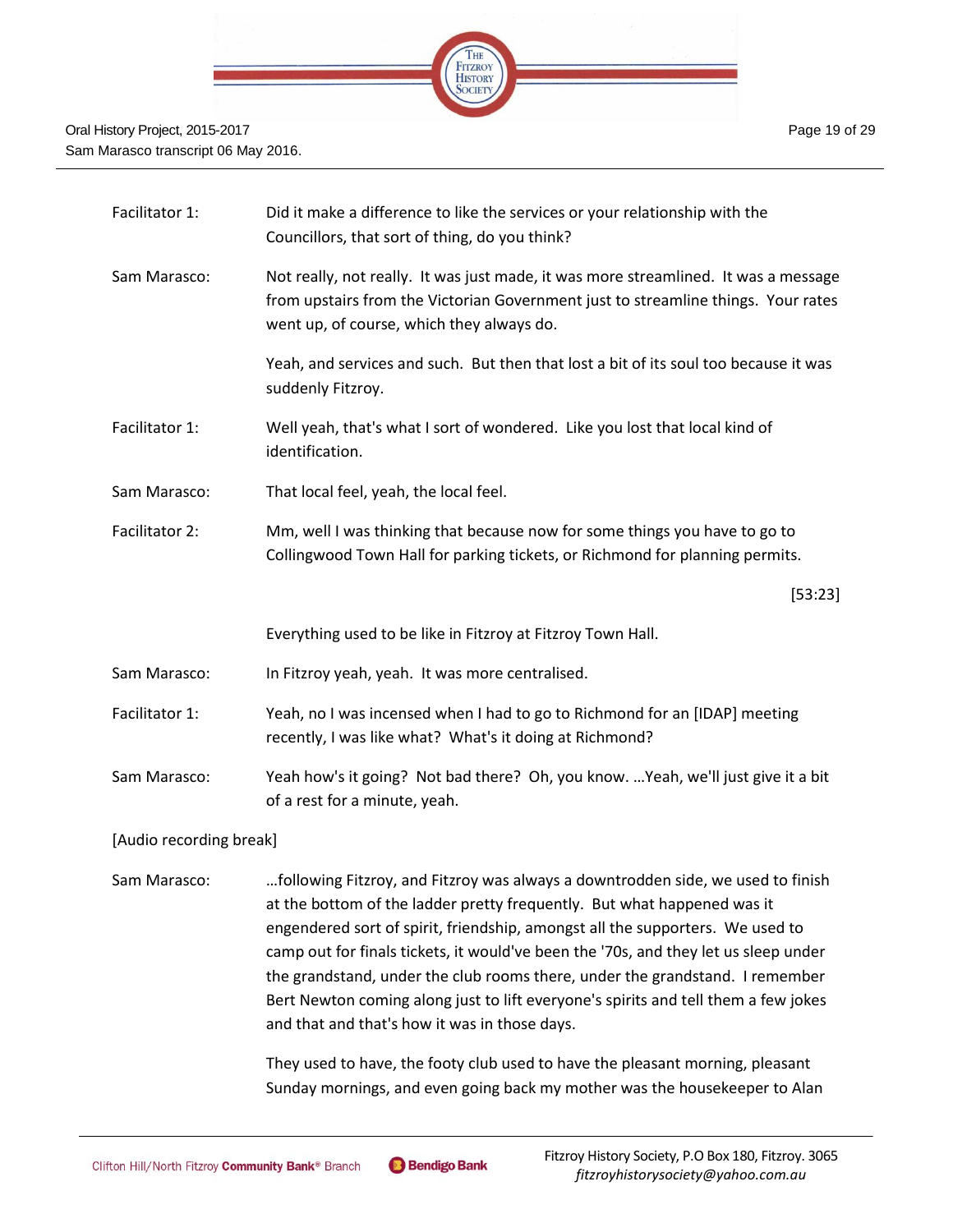Facilitator 1: Did it make a difference to like the services or your relationship with the Councillors, that sort of thing, do you think?

Sam Marasco: Not really, not really. It was just made, it was more streamlined. It was a message from upstairs from the Victorian Government just to streamline things. Your rates went up, of course, which they always do.

Yeah, and services and such. But then that lost a bit of its soul too because it was suddenly Fitzroy.

Facilitator 1: Well yeah, that's what I sort of wondered. Like you lost that local kind of identification.

Sam Marasco: That local feel, yeah, the local feel.

Facilitator 2: Mm, well I was thinking that because now for some things you have to go to Collingwood Town Hall for parking tickets, or Richmond for planning permits.

[53:23]

Everything used to be like in Fitzroy at Fitzroy Town Hall.

Sam Marasco: In Fitzroy yeah, yeah. It was more centralised.

Facilitator 1: Yeah, no I was incensed when I had to go to Richmond for an [IDAP] meeting recently, I was like what? What's it doing at Richmond?

Sam Marasco: Yeah how's it going? Not bad there? Oh, you know. …Yeah, we'll just give it a bit of a rest for a minute, yeah.

[Audio recording break]

Sam Marasco: …following Fitzroy, and Fitzroy was always a downtrodden side, we used to finish at the bottom of the ladder pretty frequently. But what happened was it engendered sort of spirit, friendship, amongst all the supporters. We used to camp out for finals tickets, it would've been the '70s, and they let us sleep under the grandstand, under the club rooms there, under the grandstand. I remember Bert Newton coming along just to lift everyone's spirits and tell them a few jokes and that and that's how it was in those days.

They used to have, the footy club used to have the pleasant morning, pleasant Sunday mornings, and even going back my mother was the housekeeper to Alan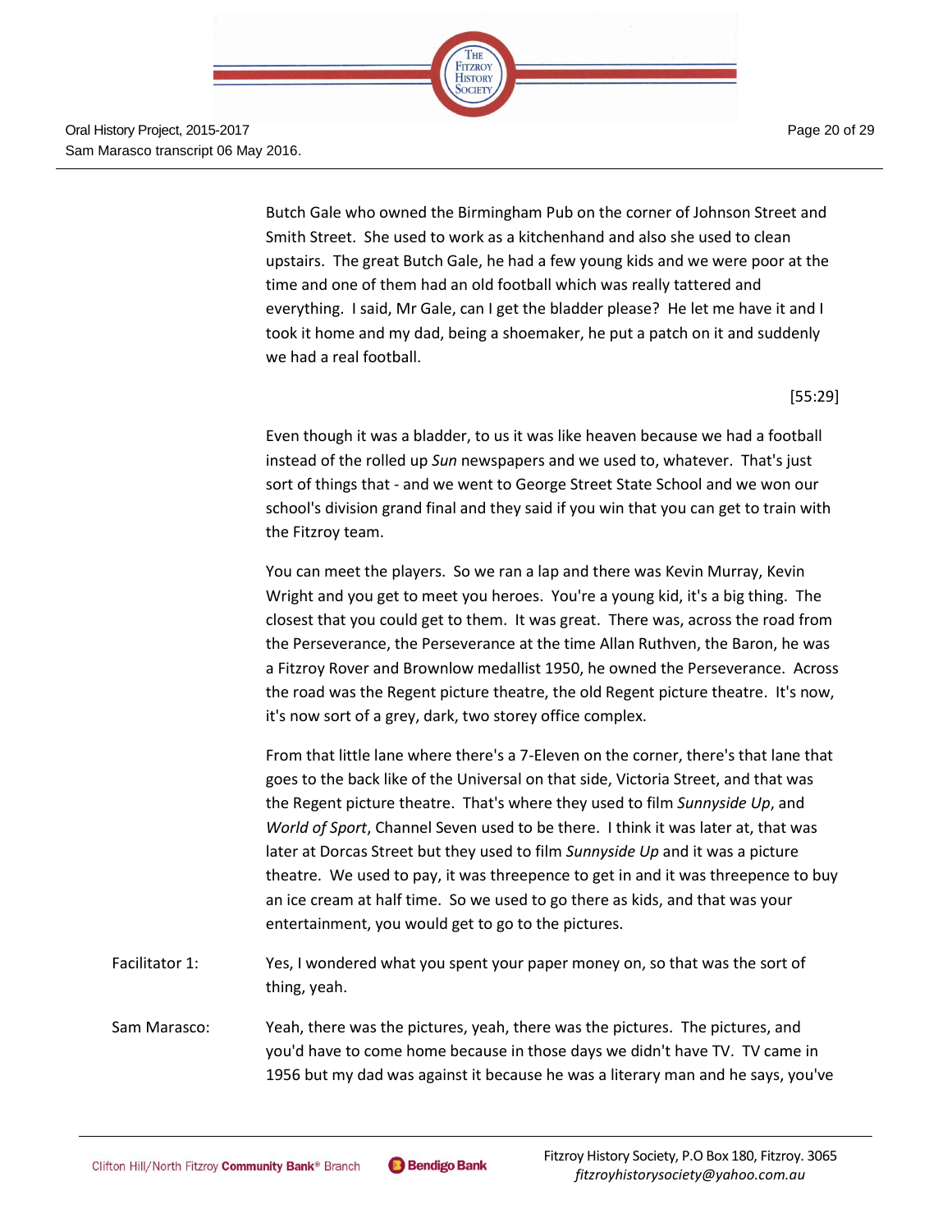Butch Gale who owned the Birmingham Pub on the corner of Johnson Street and Smith Street. She used to work as a kitchenhand and also she used to clean upstairs. The great Butch Gale, he had a few young kids and we were poor at the time and one of them had an old football which was really tattered and everything. I said, Mr Gale, can I get the bladder please? He let me have it and I took it home and my dad, being a shoemaker, he put a patch on it and suddenly we had a real football.

[55:29]

Even though it was a bladder, to us it was like heaven because we had a football instead of the rolled up *Sun* newspapers and we used to, whatever. That's just sort of things that - and we went to George Street State School and we won our school's division grand final and they said if you win that you can get to train with the Fitzroy team.

You can meet the players. So we ran a lap and there was Kevin Murray, Kevin Wright and you get to meet you heroes. You're a young kid, it's a big thing. The closest that you could get to them. It was great. There was, across the road from the Perseverance, the Perseverance at the time Allan Ruthven, the Baron, he was a Fitzroy Rover and Brownlow medallist 1950, he owned the Perseverance. Across the road was the Regent picture theatre, the old Regent picture theatre. It's now, it's now sort of a grey, dark, two storey office complex.

From that little lane where there's a 7-Eleven on the corner, there's that lane that goes to the back like of the Universal on that side, Victoria Street, and that was the Regent picture theatre. That's where they used to film *Sunnyside Up*, and *World of Sport*, Channel Seven used to be there. I think it was later at, that was later at Dorcas Street but they used to film *Sunnyside Up* and it was a picture theatre. We used to pay, it was threepence to get in and it was threepence to buy an ice cream at half time. So we used to go there as kids, and that was your entertainment, you would get to go to the pictures.

Facilitator 1: Yes, I wondered what you spent your paper money on, so that was the sort of thing, yeah.

Sam Marasco: Yeah, there was the pictures, yeah, there was the pictures. The pictures, and you'd have to come home because in those days we didn't have TV. TV came in 1956 but my dad was against it because he was a literary man and he says, you've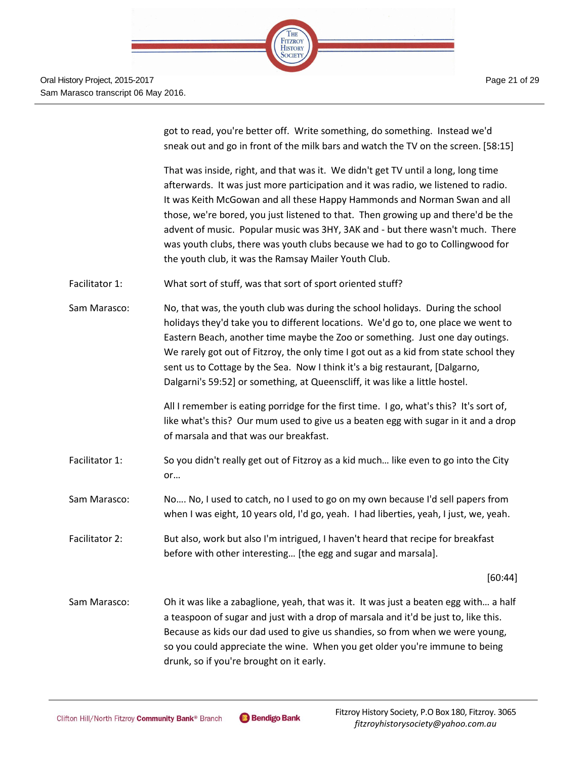got to read, you're better off. Write something, do something. Instead we'd sneak out and go in front of the milk bars and watch the TV on the screen. [58:15]

That was inside, right, and that was it. We didn't get TV until a long, long time afterwards. It was just more participation and it was radio, we listened to radio. It was Keith McGowan and all these Happy Hammonds and Norman Swan and all those, we're bored, you just listened to that. Then growing up and there'd be the advent of music. Popular music was 3HY, 3AK and - but there wasn't much. There was youth clubs, there was youth clubs because we had to go to Collingwood for the youth club, it was the Ramsay Mailer Youth Club.

Facilitator 1: What sort of stuff, was that sort of sport oriented stuff?

Sam Marasco: No, that was, the youth club was during the school holidays. During the school holidays they'd take you to different locations. We'd go to, one place we went to Eastern Beach, another time maybe the Zoo or something. Just one day outings. We rarely got out of Fitzroy, the only time I got out as a kid from state school they sent us to Cottage by the Sea. Now I think it's a big restaurant, [Dalgarno, Dalgarni's 59:52] or something, at Queenscliff, it was like a little hostel.

All I remember is eating porridge for the first time. I go, what's this? It's sort of, like what's this? Our mum used to give us a beaten egg with sugar in it and a drop of marsala and that was our breakfast.

Facilitator 1: So you didn't really get out of Fitzroy as a kid much… like even to go into the City or…

Sam Marasco: No…. No, I used to catch, no I used to go on my own because I'd sell papers from when I was eight, 10 years old, I'd go, yeah. I had liberties, yeah, I just, we, yeah.

Facilitator 2: But also, work but also I'm intrigued, I haven't heard that recipe for breakfast before with other interesting… [the egg and sugar and marsala].

[60:44]

Sam Marasco: Oh it was like a zabaglione, yeah, that was it. It was just a beaten egg with… a half a teaspoon of sugar and just with a drop of marsala and it'd be just to, like this. Because as kids our dad used to give us shandies, so from when we were young, so you could appreciate the wine. When you get older you're immune to being drunk, so if you're brought on it early.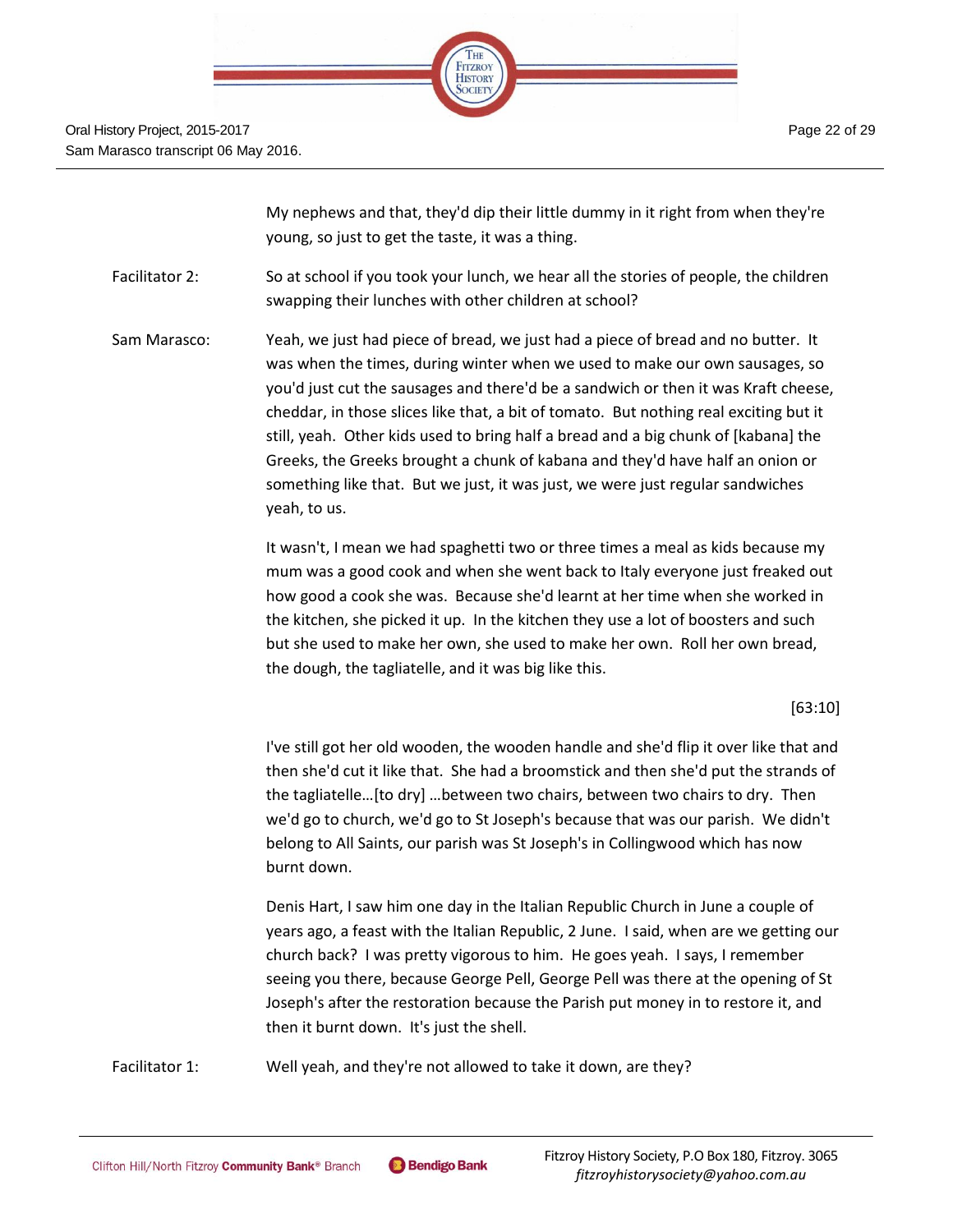My nephews and that, they'd dip their little dummy in it right from when they're young, so just to get the taste, it was a thing.

Facilitator 2: So at school if you took your lunch, we hear all the stories of people, the children swapping their lunches with other children at school?

Sam Marasco: Yeah, we just had piece of bread, we just had a piece of bread and no butter. It was when the times, during winter when we used to make our own sausages, so you'd just cut the sausages and there'd be a sandwich or then it was Kraft cheese, cheddar, in those slices like that, a bit of tomato. But nothing real exciting but it still, yeah. Other kids used to bring half a bread and a big chunk of [kabana] the Greeks, the Greeks brought a chunk of kabana and they'd have half an onion or something like that. But we just, it was just, we were just regular sandwiches yeah, to us.

It wasn't, I mean we had spaghetti two or three times a meal as kids because my mum was a good cook and when she went back to Italy everyone just freaked out how good a cook she was. Because she'd learnt at her time when she worked in the kitchen, she picked it up. In the kitchen they use a lot of boosters and such but she used to make her own, she used to make her own. Roll her own bread, the dough, the tagliatelle, and it was big like this.

[63:10]

I've still got her old wooden, the wooden handle and she'd flip it over like that and then she'd cut it like that. She had a broomstick and then she'd put the strands of the tagliatelle…[to dry] …between two chairs, between two chairs to dry. Then we'd go to church, we'd go to St Joseph's because that was our parish. We didn't belong to All Saints, our parish was St Joseph's in Collingwood which has now burnt down.

Denis Hart, I saw him one day in the Italian Republic Church in June a couple of years ago, a feast with the Italian Republic, 2 June. I said, when are we getting our church back? I was pretty vigorous to him. He goes yeah. I says, I remember seeing you there, because George Pell, George Pell was there at the opening of St Joseph's after the restoration because the Parish put money in to restore it, and then it burnt down. It's just the shell.

Facilitator 1: Well yeah, and they're not allowed to take it down, are they?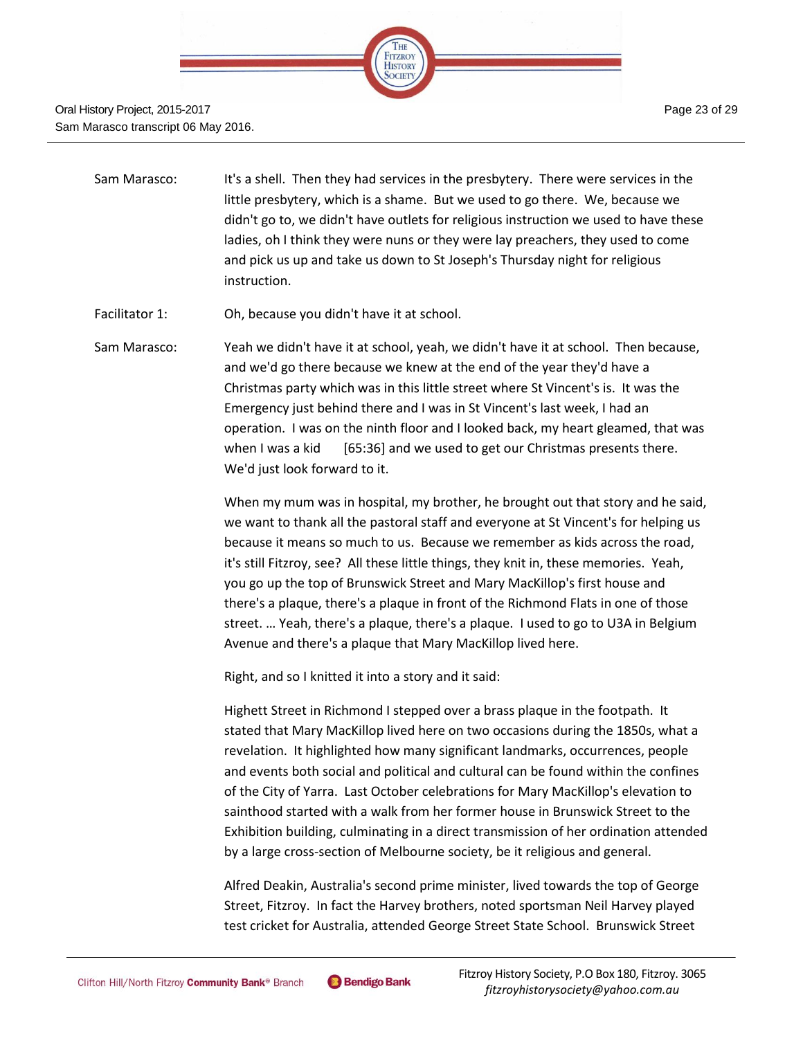Sam Marasco: It's a shell. Then they had services in the presbytery. There were services in the little presbytery, which is a shame. But we used to go there. We, because we didn't go to, we didn't have outlets for religious instruction we used to have these ladies, oh I think they were nuns or they were lay preachers, they used to come and pick us up and take us down to St Joseph's Thursday night for religious instruction.

Facilitator 1: Oh, because you didn't have it at school.

Sam Marasco: Yeah we didn't have it at school, yeah, we didn't have it at school. Then because, and we'd go there because we knew at the end of the year they'd have a Christmas party which was in this little street where St Vincent's is. It was the Emergency just behind there and I was in St Vincent's last week, I had an operation. I was on the ninth floor and I looked back, my heart gleamed, that was when I was a kid [65:36] and we used to get our Christmas presents there. We'd just look forward to it.

When my mum was in hospital, my brother, he brought out that story and he said, we want to thank all the pastoral staff and everyone at St Vincent's for helping us because it means so much to us. Because we remember as kids across the road, it's still Fitzroy, see? All these little things, they knit in, these memories. Yeah, you go up the top of Brunswick Street and Mary MacKillop's first house and there's a plaque, there's a plaque in front of the Richmond Flats in one of those street. … Yeah, there's a plaque, there's a plaque. I used to go to U3A in Belgium Avenue and there's a plaque that Mary MacKillop lived here.

Right, and so I knitted it into a story and it said:

Highett Street in Richmond I stepped over a brass plaque in the footpath. It stated that Mary MacKillop lived here on two occasions during the 1850s, what a revelation. It highlighted how many significant landmarks, occurrences, people and events both social and political and cultural can be found within the confines of the City of Yarra. Last October celebrations for Mary MacKillop's elevation to sainthood started with a walk from her former house in Brunswick Street to the Exhibition building, culminating in a direct transmission of her ordination attended by a large cross-section of Melbourne society, be it religious and general.

Alfred Deakin, Australia's second prime minister, lived towards the top of George Street, Fitzroy. In fact the Harvey brothers, noted sportsman Neil Harvey played test cricket for Australia, attended George Street State School. Brunswick Street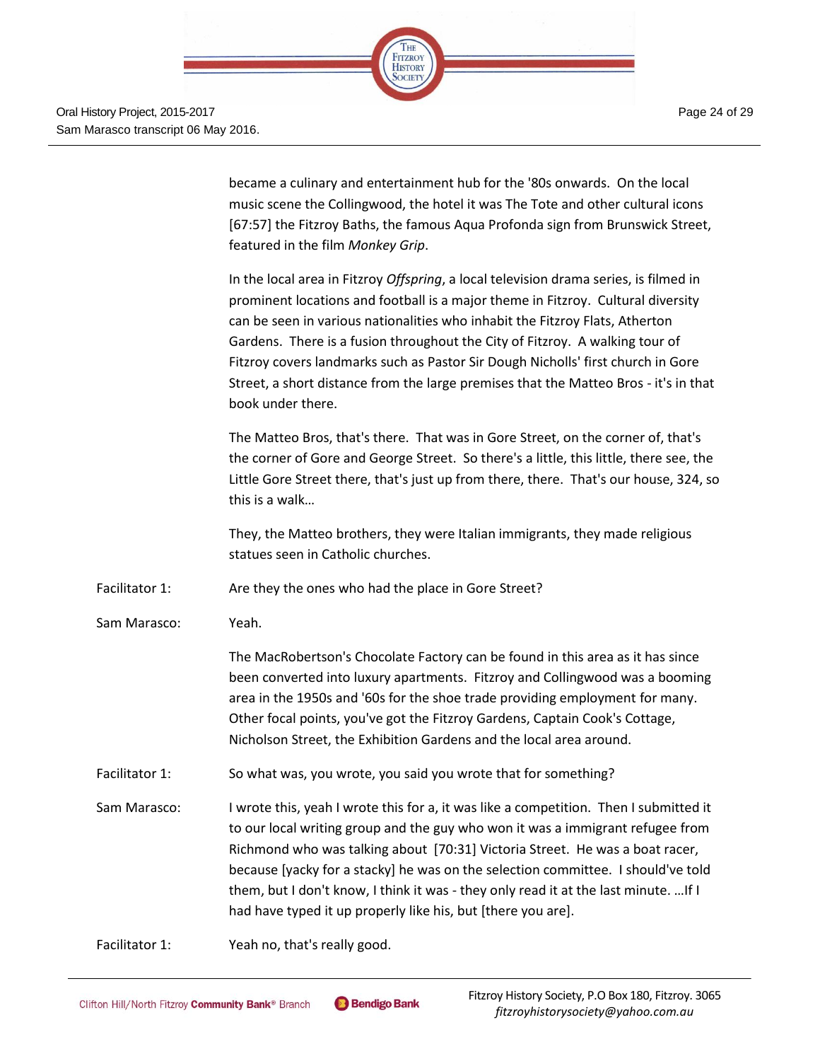became a culinary and entertainment hub for the '80s onwards. On the local music scene the Collingwood, the hotel it was The Tote and other cultural icons [67:57] the Fitzroy Baths, the famous Aqua Profonda sign from Brunswick Street, featured in the film *Monkey Grip*.

In the local area in Fitzroy *Offspring*, a local television drama series, is filmed in prominent locations and football is a major theme in Fitzroy. Cultural diversity can be seen in various nationalities who inhabit the Fitzroy Flats, Atherton Gardens. There is a fusion throughout the City of Fitzroy. A walking tour of Fitzroy covers landmarks such as Pastor Sir Dough Nicholls' first church in Gore Street, a short distance from the large premises that the Matteo Bros - it's in that book under there.

The Matteo Bros, that's there. That was in Gore Street, on the corner of, that's the corner of Gore and George Street. So there's a little, this little, there see, the Little Gore Street there, that's just up from there, there. That's our house, 324, so this is a walk…

They, the Matteo brothers, they were Italian immigrants, they made religious statues seen in Catholic churches.

Facilitator 1: Are they the ones who had the place in Gore Street?

Sam Marasco: Yeah.

The MacRobertson's Chocolate Factory can be found in this area as it has since been converted into luxury apartments. Fitzroy and Collingwood was a booming area in the 1950s and '60s for the shoe trade providing employment for many. Other focal points, you've got the Fitzroy Gardens, Captain Cook's Cottage, Nicholson Street, the Exhibition Gardens and the local area around.

Facilitator 1: So what was, you wrote, you said you wrote that for something?

Sam Marasco: I wrote this, yeah I wrote this for a, it was like a competition. Then I submitted it to our local writing group and the guy who won it was a immigrant refugee from Richmond who was talking about [70:31] Victoria Street. He was a boat racer, because [yacky for a stacky] he was on the selection committee. I should've told them, but I don't know, I think it was - they only read it at the last minute. …If I had have typed it up properly like his, but [there you are].

Facilitator 1: Yeah no, that's really good.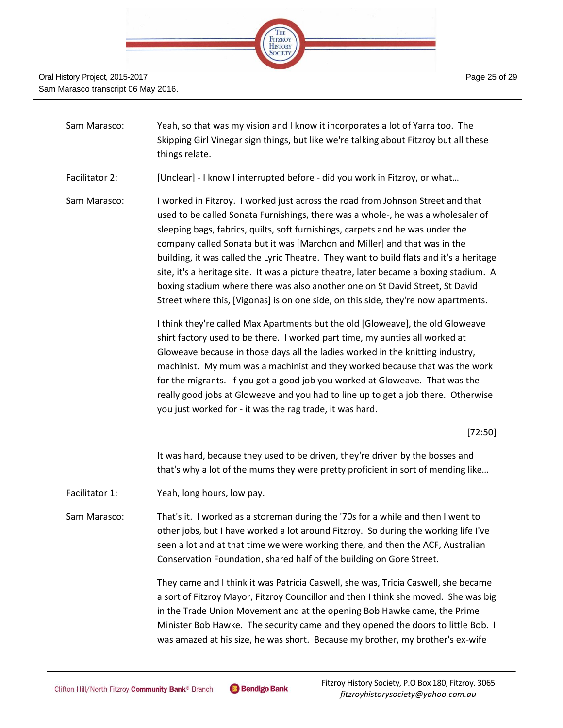Sam Marasco: Yeah, so that was my vision and I know it incorporates a lot of Yarra too. The Skipping Girl Vinegar sign things, but like we're talking about Fitzroy but all these things relate.

Facilitator 2: [Unclear] - I know I interrupted before - did you work in Fitzroy, or what…

Sam Marasco: I worked in Fitzroy. I worked just across the road from Johnson Street and that used to be called Sonata Furnishings, there was a whole-, he was a wholesaler of sleeping bags, fabrics, quilts, soft furnishings, carpets and he was under the company called Sonata but it was [Marchon and Miller] and that was in the building, it was called the Lyric Theatre. They want to build flats and it's a heritage site, it's a heritage site. It was a picture theatre, later became a boxing stadium. A boxing stadium where there was also another one on St David Street, St David Street where this, [Vigonas] is on one side, on this side, they're now apartments.

I think they're called Max Apartments but the old [Gloweave], the old Gloweave shirt factory used to be there. I worked part time, my aunties all worked at Gloweave because in those days all the ladies worked in the knitting industry, machinist. My mum was a machinist and they worked because that was the work for the migrants. If you got a good job you worked at Gloweave. That was the really good jobs at Gloweave and you had to line up to get a job there. Otherwise you just worked for - it was the rag trade, it was hard.

[72:50]

It was hard, because they used to be driven, they're driven by the bosses and that's why a lot of the mums they were pretty proficient in sort of mending like…

Facilitator 1: Yeah, long hours, low pay.

Sam Marasco: That's it. I worked as a storeman during the '70s for a while and then I went to other jobs, but I have worked a lot around Fitzroy. So during the working life I've seen a lot and at that time we were working there, and then the ACF, Australian Conservation Foundation, shared half of the building on Gore Street.

They came and I think it was Patricia Caswell, she was, Tricia Caswell, she became a sort of Fitzroy Mayor, Fitzroy Councillor and then I think she moved. She was big in the Trade Union Movement and at the opening Bob Hawke came, the Prime Minister Bob Hawke. The security came and they opened the doors to little Bob. I was amazed at his size, he was short. Because my brother, my brother's ex-wife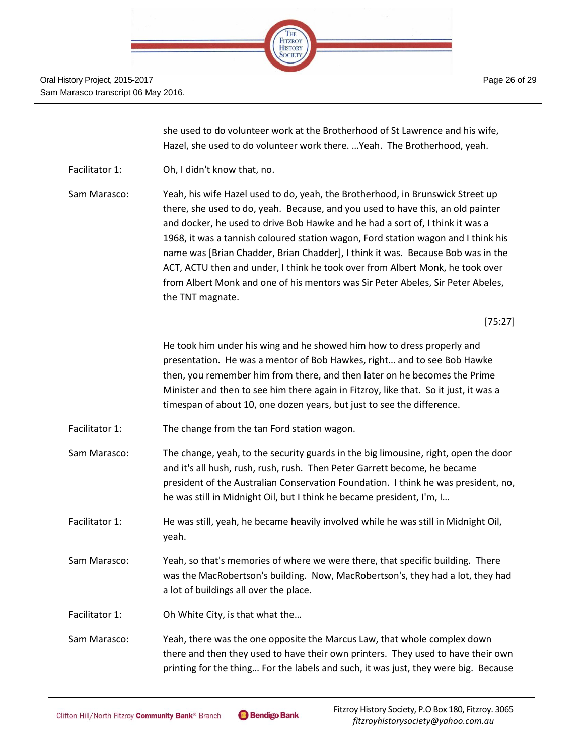she used to do volunteer work at the Brotherhood of St Lawrence and his wife, Hazel, she used to do volunteer work there. …Yeah. The Brotherhood, yeah.

Facilitator 1: Oh, I didn't know that, no.

Sam Marasco: Yeah, his wife Hazel used to do, yeah, the Brotherhood, in Brunswick Street up there, she used to do, yeah. Because, and you used to have this, an old painter and docker, he used to drive Bob Hawke and he had a sort of, I think it was a 1968, it was a tannish coloured station wagon, Ford station wagon and I think his name was [Brian Chadder, Brian Chadder], I think it was. Because Bob was in the ACT, ACTU then and under, I think he took over from Albert Monk, he took over from Albert Monk and one of his mentors was Sir Peter Abeles, Sir Peter Abeles, the TNT magnate.

[75:27]

He took him under his wing and he showed him how to dress properly and presentation. He was a mentor of Bob Hawkes, right… and to see Bob Hawke then, you remember him from there, and then later on he becomes the Prime Minister and then to see him there again in Fitzroy, like that. So it just, it was a timespan of about 10, one dozen years, but just to see the difference.

Facilitator 1: The change from the tan Ford station wagon.

Sam Marasco: The change, yeah, to the security guards in the big limousine, right, open the door and it's all hush, rush, rush, rush. Then Peter Garrett become, he became president of the Australian Conservation Foundation. I think he was president, no, he was still in Midnight Oil, but I think he became president, I'm, I…

Facilitator 1: He was still, yeah, he became heavily involved while he was still in Midnight Oil, yeah.

Sam Marasco: Yeah, so that's memories of where we were there, that specific building. There was the MacRobertson's building. Now, MacRobertson's, they had a lot, they had a lot of buildings all over the place.

Facilitator 1: Oh White City, is that what the…

Sam Marasco: Yeah, there was the one opposite the Marcus Law, that whole complex down there and then they used to have their own printers. They used to have their own printing for the thing… For the labels and such, it was just, they were big. Because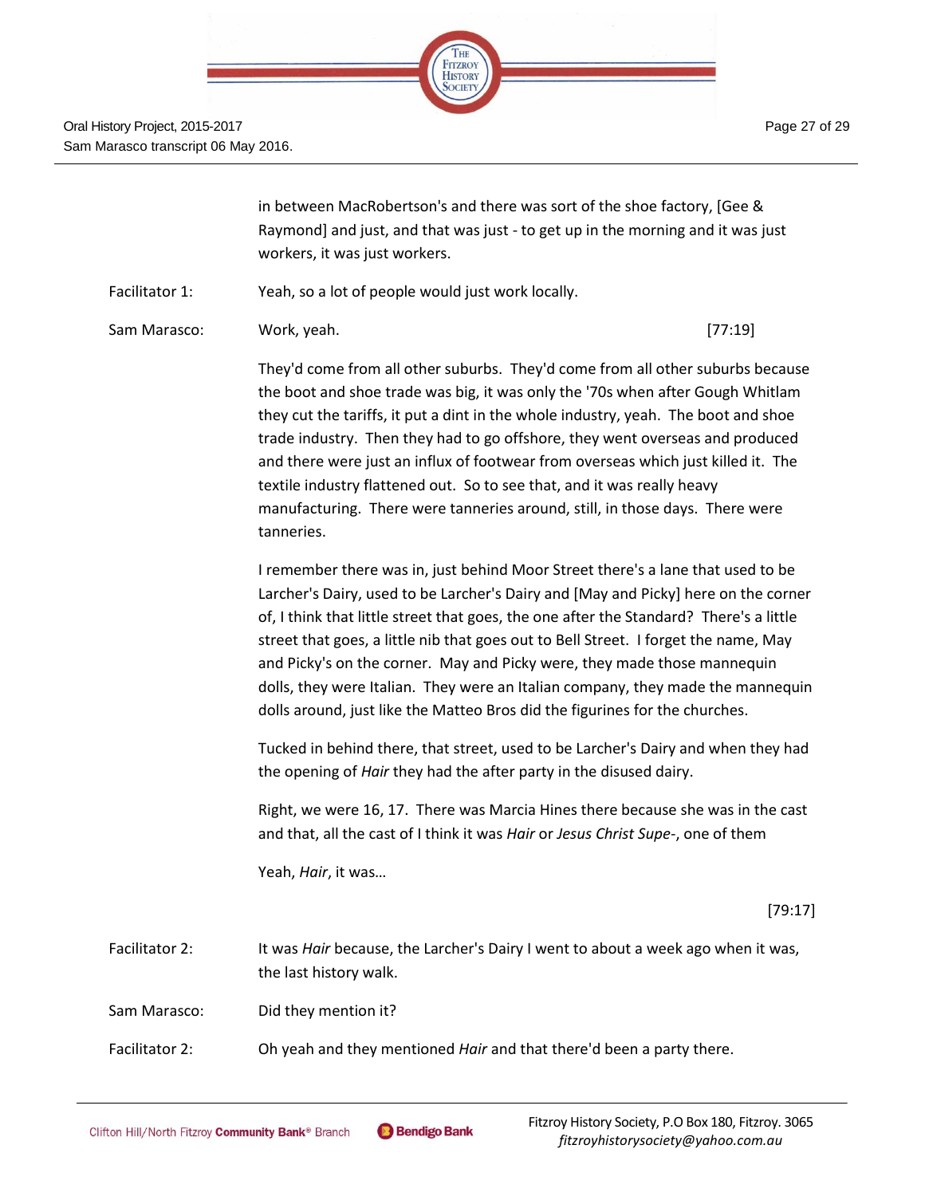in between MacRobertson's and there was sort of the shoe factory, [Gee & Raymond] and just, and that was just - to get up in the morning and it was just workers, it was just workers.

Facilitator 1: Yeah, so a lot of people would just work locally.

Sam Marasco: Work, yeah. [77:19]

They'd come from all other suburbs. They'd come from all other suburbs because the boot and shoe trade was big, it was only the '70s when after Gough Whitlam they cut the tariffs, it put a dint in the whole industry, yeah. The boot and shoe trade industry. Then they had to go offshore, they went overseas and produced and there were just an influx of footwear from overseas which just killed it. The textile industry flattened out. So to see that, and it was really heavy manufacturing. There were tanneries around, still, in those days. There were tanneries.

I remember there was in, just behind Moor Street there's a lane that used to be Larcher's Dairy, used to be Larcher's Dairy and [May and Picky] here on the corner of, I think that little street that goes, the one after the Standard? There's a little street that goes, a little nib that goes out to Bell Street. I forget the name, May and Picky's on the corner. May and Picky were, they made those mannequin dolls, they were Italian. They were an Italian company, they made the mannequin dolls around, just like the Matteo Bros did the figurines for the churches.

Tucked in behind there, that street, used to be Larcher's Dairy and when they had the opening of *Hair* they had the after party in the disused dairy.

Right, we were 16, 17. There was Marcia Hines there because she was in the cast and that, all the cast of I think it was *Hair* or *Jesus Christ Supe-*, one of them

Yeah, *Hair*, it was…

[79:17]

Facilitator 2: It was *Hair* because, the Larcher's Dairy I went to about a week ago when it was, the last history walk.

Sam Marasco: Did they mention it?

Facilitator 2: Oh yeah and they mentioned *Hair* and that there'd been a party there.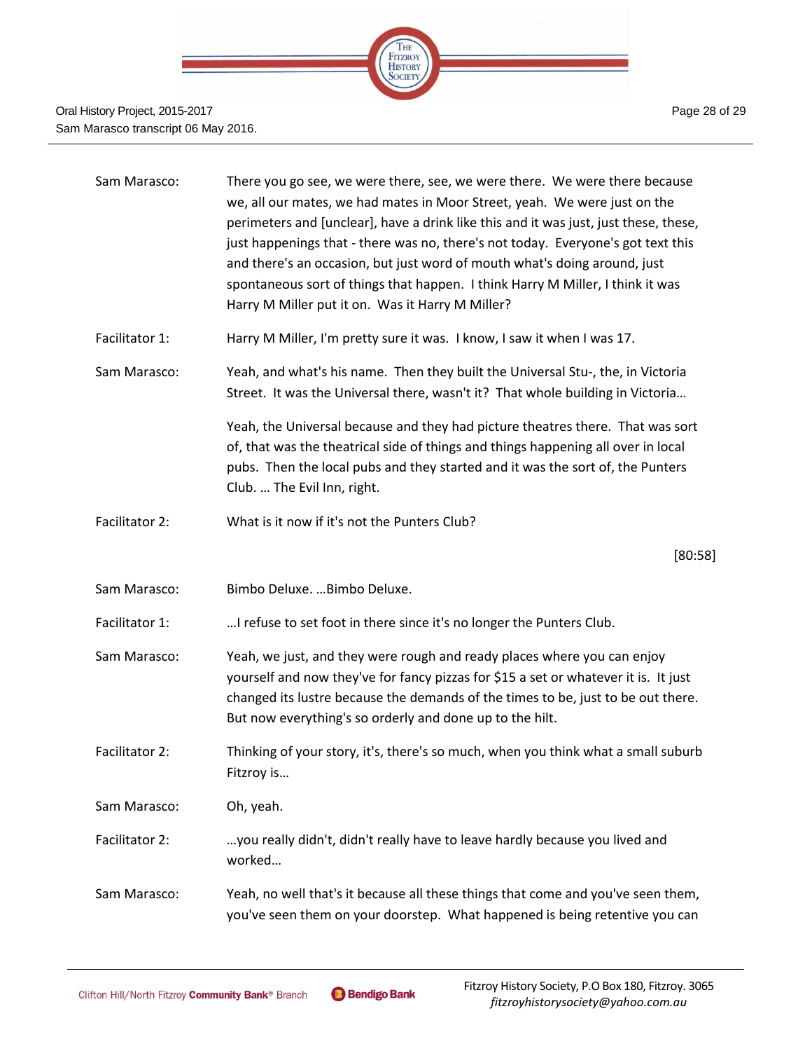| | |
|---|---|
| Sam Marasco: | There you go see, we were there, see, we were there. We were there because we, all our mates, we had mates in Moor Street, yeah. We were just on the perimeters and [unclear], have a drink like this and it was just, just these, these, just happenings that - there was no, there's not today. Everyone's got text this and there's an occasion, but just word of mouth what's doing around, just spontaneous sort of things that happen. I think Harry M Miller, I think it was Harry M Miller put it on. Was it Harry M Miller? |
| Facilitator 1: | Harry M Miller, I'm pretty sure it was. I know, I saw it when I was 17. |
| Sam Marasco: | Yeah, and what's his name. Then they built the Universal Stu-, the, in Victoria Street. It was the Universal there, wasn't it? That whole building in Victoria… |
| | Yeah, the Universal because and they had picture theatres there. That was sort of, that was the theatrical side of things and things happening all over in local pubs. Then the local pubs and they started and it was the sort of, the Punters Club. … The Evil Inn, right. |
| Facilitator 2: | What is it now if it's not the Punters Club? |
| | [80:58] |
| Sam Marasco: | Bimbo Deluxe. …Bimbo Deluxe. |
| Facilitator 1: | …I refuse to set foot in there since it's no longer the Punters Club. |
| Sam Marasco: | Yeah, we just, and they were rough and ready places where you can enjoy yourself and now they've for fancy pizzas for $15 a set or whatever it is. It just changed its lustre because the demands of the times to be, just to be out there. But now everything's so orderly and done up to the hilt. |
| Facilitator 2: | Thinking of your story, it's, there's so much, when you think what a small suburb Fitzroy is… |
| Sam Marasco: | Oh, yeah. |
| Facilitator 2: | …you really didn't, didn't really have to leave hardly because you lived and worked… |
| Sam Marasco: | Yeah, no well that's it because all these things that come and you've seen them, you've seen them on your doorstep. What happened is being retentive you can |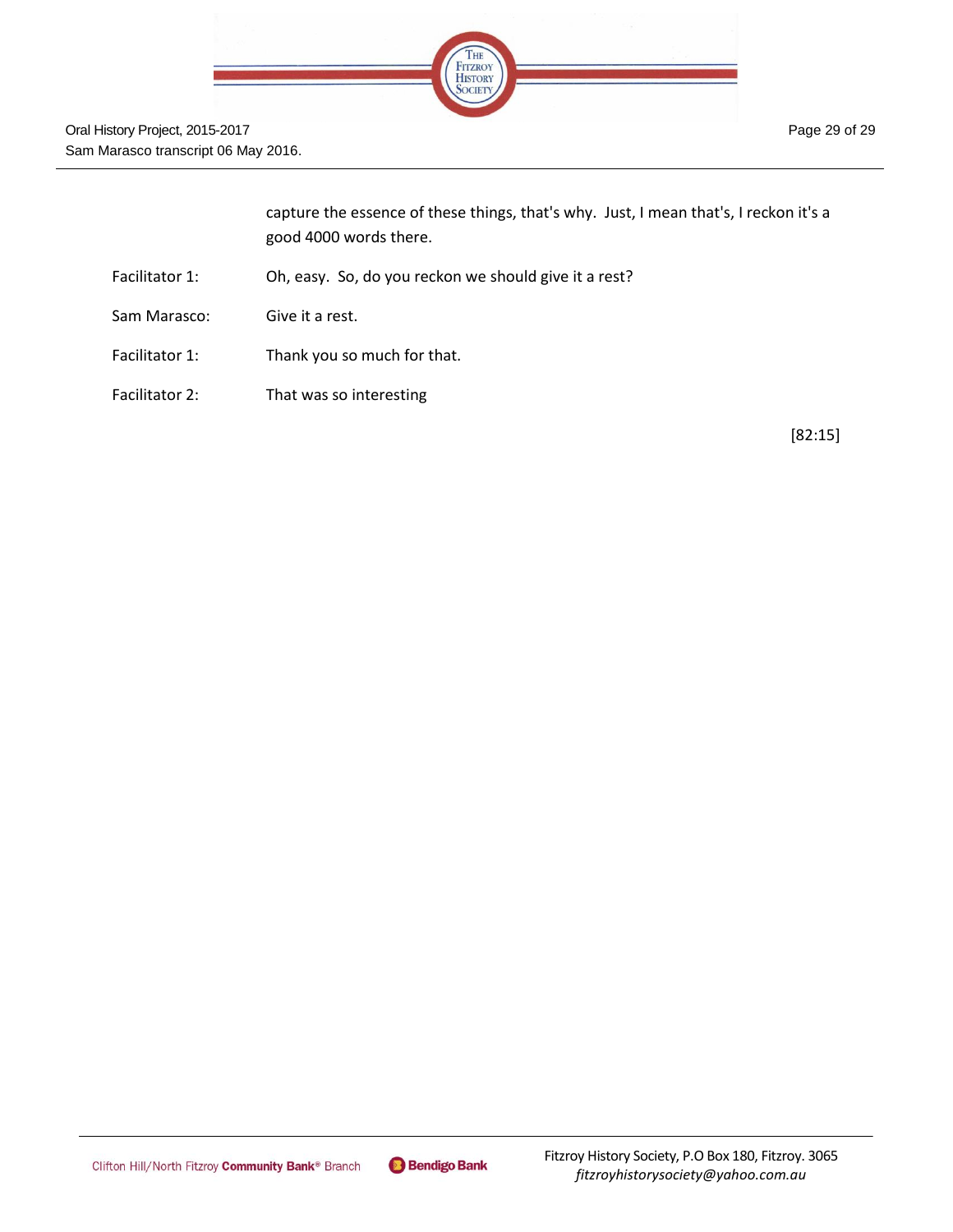capture the essence of these things, that's why. Just, I mean that's, I reckon it's a good 4000 words there.

Facilitator 1: Oh, easy. So, do you reckon we should give it a rest?

Sam Marasco: Give it a rest.

Facilitator 1: Thank you so much for that.

Facilitator 2: That was so interesting

[82:15]